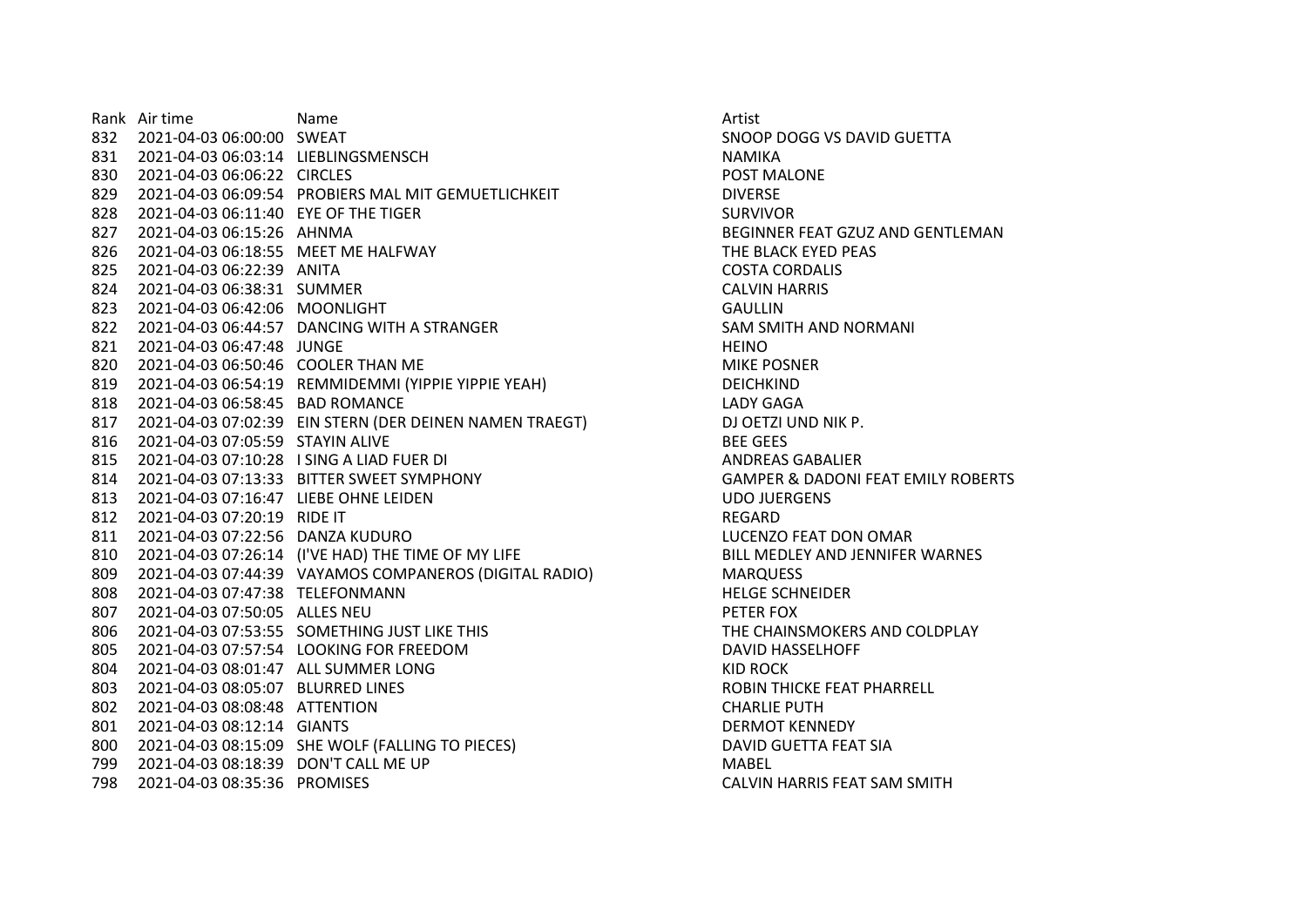| Rank | Air time | Name | Artist |
| --- | --- | --- | --- |
| 832 | 2021-04-03 06:00:00 | SWEAT | SNOOP DOGG VS DAVID GUETTA |
| 831 | 2021-04-03 06:03:14 | LIEBLINGSMENSCH | NAMIKA |
| 830 | 2021-04-03 06:06:22 | CIRCLES | POST MALONE |
| 829 | 2021-04-03 06:09:54 | PROBIERS MAL MIT GEMUETLICHKEIT | DIVERSE |
| 828 | 2021-04-03 06:11:40 | EYE OF THE TIGER | SURVIVOR |
| 827 | 2021-04-03 06:15:26 | AHNMA | BEGINNER FEAT GZUZ AND GENTLEMAN |
| 826 | 2021-04-03 06:18:55 | MEET ME HALFWAY | THE BLACK EYED PEAS |
| 825 | 2021-04-03 06:22:39 | ANITA | COSTA CORDALIS |
| 824 | 2021-04-03 06:38:31 | SUMMER | CALVIN HARRIS |
| 823 | 2021-04-03 06:42:06 | MOONLIGHT | GAULLIN |
| 822 | 2021-04-03 06:44:57 | DANCING WITH A STRANGER | SAM SMITH AND NORMANI |
| 821 | 2021-04-03 06:47:48 | JUNGE | HEINO |
| 820 | 2021-04-03 06:50:46 | COOLER THAN ME | MIKE POSNER |
| 819 | 2021-04-03 06:54:19 | REMMIDEMMI (YIPPIE YIPPIE YEAH) | DEICHKIND |
| 818 | 2021-04-03 06:58:45 | BAD ROMANCE | LADY GAGA |
| 817 | 2021-04-03 07:02:39 | EIN STERN (DER DEINEN NAMEN TRAEGT) | DJ OETZI UND NIK P. |
| 816 | 2021-04-03 07:05:59 | STAYIN ALIVE | BEE GEES |
| 815 | 2021-04-03 07:10:28 | I SING A LIAD FUER DI | ANDREAS GABALIER |
| 814 | 2021-04-03 07:13:33 | BITTER SWEET SYMPHONY | GAMPER & DADONI FEAT EMILY ROBERTS |
| 813 | 2021-04-03 07:16:47 | LIEBE OHNE LEIDEN | UDO JUERGENS |
| 812 | 2021-04-03 07:20:19 | RIDE IT | REGARD |
| 811 | 2021-04-03 07:22:56 | DANZA KUDURO | LUCENZO FEAT DON OMAR |
| 810 | 2021-04-03 07:26:14 | (I'VE HAD) THE TIME OF MY LIFE | BILL MEDLEY AND JENNIFER WARNES |
| 809 | 2021-04-03 07:44:39 | VAYAMOS COMPANEROS (DIGITAL RADIO) | MARQUESS |
| 808 | 2021-04-03 07:47:38 | TELEFONMANN | HELGE SCHNEIDER |
| 807 | 2021-04-03 07:50:05 | ALLES NEU | PETER FOX |
| 806 | 2021-04-03 07:53:55 | SOMETHING JUST LIKE THIS | THE CHAINSMOKERS AND COLDPLAY |
| 805 | 2021-04-03 07:57:54 | LOOKING FOR FREEDOM | DAVID HASSELHOFF |
| 804 | 2021-04-03 08:01:47 | ALL SUMMER LONG | KID ROCK |
| 803 | 2021-04-03 08:05:07 | BLURRED LINES | ROBIN THICKE FEAT PHARRELL |
| 802 | 2021-04-03 08:08:48 | ATTENTION | CHARLIE PUTH |
| 801 | 2021-04-03 08:12:14 | GIANTS | DERMOT KENNEDY |
| 800 | 2021-04-03 08:15:09 | SHE WOLF (FALLING TO PIECES) | DAVID GUETTA FEAT SIA |
| 799 | 2021-04-03 08:18:39 | DON'T CALL ME UP | MABEL |
| 798 | 2021-04-03 08:35:36 | PROMISES | CALVIN HARRIS FEAT SAM SMITH |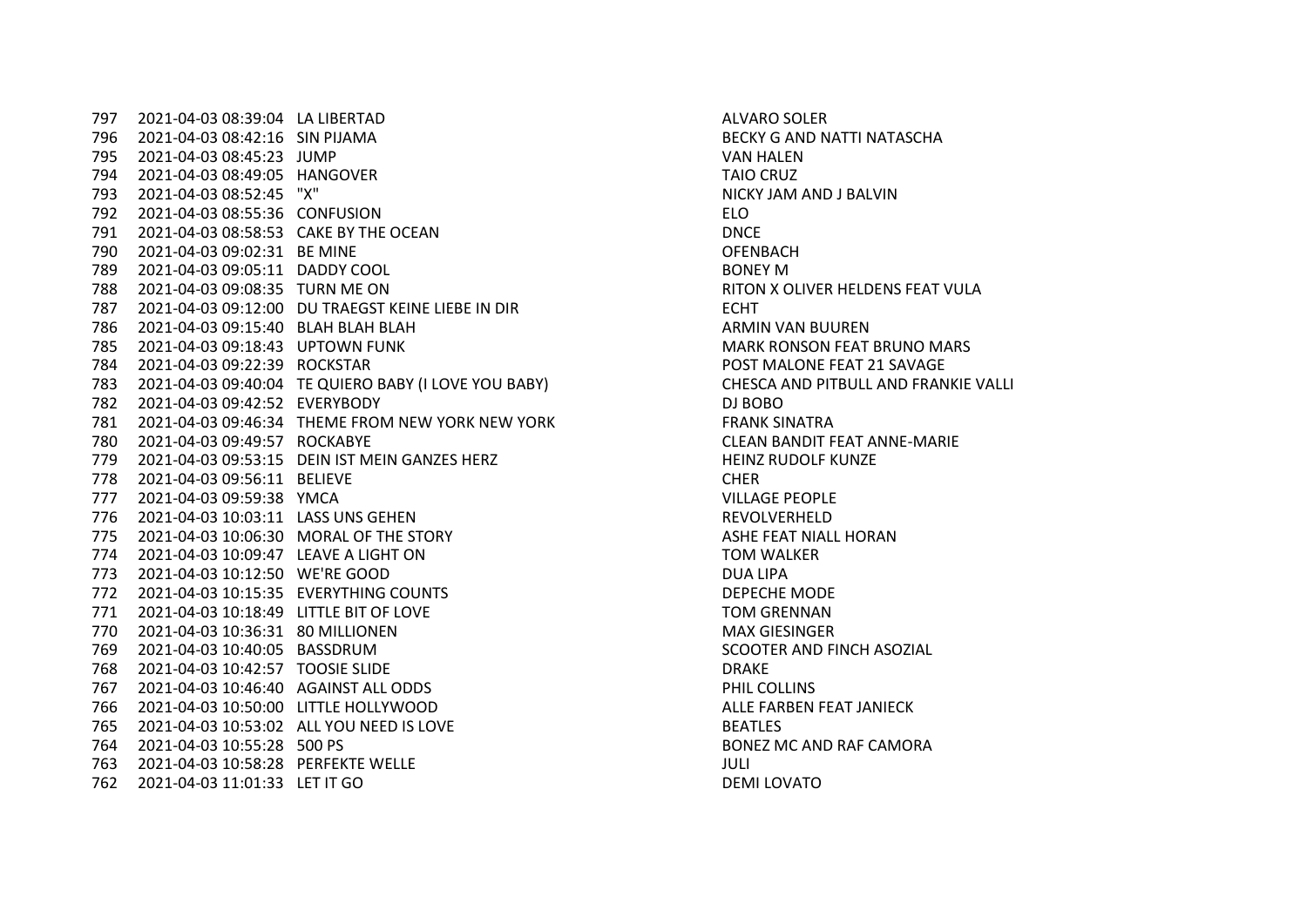| | | | |
|---|---|---|---|
| 797 | 2021-04-03 08:39:04 | LA LIBERTAD | ALVARO SOLER |
| 796 | 2021-04-03 08:42:16 | SIN PIJAMA | BECKY G AND NATTI NATASCHA |
| 795 | 2021-04-03 08:45:23 | JUMP | VAN HALEN |
| 794 | 2021-04-03 08:49:05 | HANGOVER | TAIO CRUZ |
| 793 | 2021-04-03 08:52:45 | "X" | NICKY JAM AND J BALVIN |
| 792 | 2021-04-03 08:55:36 | CONFUSION | ELO |
| 791 | 2021-04-03 08:58:53 | CAKE BY THE OCEAN | DNCE |
| 790 | 2021-04-03 09:02:31 | BE MINE | OFENBACH |
| 789 | 2021-04-03 09:05:11 | DADDY COOL | BONEY M |
| 788 | 2021-04-03 09:08:35 | TURN ME ON | RITON X OLIVER HELDENS FEAT VULA |
| 787 | 2021-04-03 09:12:00 | DU TRAEGST KEINE LIEBE IN DIR | ECHT |
| 786 | 2021-04-03 09:15:40 | BLAH BLAH BLAH | ARMIN VAN BUUREN |
| 785 | 2021-04-03 09:18:43 | UPTOWN FUNK | MARK RONSON FEAT BRUNO MARS |
| 784 | 2021-04-03 09:22:39 | ROCKSTAR | POST MALONE FEAT 21 SAVAGE |
| 783 | 2021-04-03 09:40:04 | TE QUIERO BABY (I LOVE YOU BABY) | CHESCA AND PITBULL AND FRANKIE VALLI |
| 782 | 2021-04-03 09:42:52 | EVERYBODY | DJ BOBO |
| 781 | 2021-04-03 09:46:34 | THEME FROM NEW YORK NEW YORK | FRANK SINATRA |
| 780 | 2021-04-03 09:49:57 | ROCKABYE | CLEAN BANDIT FEAT ANNE-MARIE |
| 779 | 2021-04-03 09:53:15 | DEIN IST MEIN GANZES HERZ | HEINZ RUDOLF KUNZE |
| 778 | 2021-04-03 09:56:11 | BELIEVE | CHER |
| 777 | 2021-04-03 09:59:38 | YMCA | VILLAGE PEOPLE |
| 776 | 2021-04-03 10:03:11 | LASS UNS GEHEN | REVOLVERHELD |
| 775 | 2021-04-03 10:06:30 | MORAL OF THE STORY | ASHE FEAT NIALL HORAN |
| 774 | 2021-04-03 10:09:47 | LEAVE A LIGHT ON | TOM WALKER |
| 773 | 2021-04-03 10:12:50 | WE'RE GOOD | DUA LIPA |
| 772 | 2021-04-03 10:15:35 | EVERYTHING COUNTS | DEPECHE MODE |
| 771 | 2021-04-03 10:18:49 | LITTLE BIT OF LOVE | TOM GRENNAN |
| 770 | 2021-04-03 10:36:31 | 80 MILLIONEN | MAX GIESINGER |
| 769 | 2021-04-03 10:40:05 | BASSDRUM | SCOOTER AND FINCH ASOZIAL |
| 768 | 2021-04-03 10:42:57 | TOOSIE SLIDE | DRAKE |
| 767 | 2021-04-03 10:46:40 | AGAINST ALL ODDS | PHIL COLLINS |
| 766 | 2021-04-03 10:50:00 | LITTLE HOLLYWOOD | ALLE FARBEN FEAT JANIECK |
| 765 | 2021-04-03 10:53:02 | ALL YOU NEED IS LOVE | BEATLES |
| 764 | 2021-04-03 10:55:28 | 500 PS | BONEZ MC AND RAF CAMORA |
| 763 | 2021-04-03 10:58:28 | PERFEKTE WELLE | JULI |
| 762 | 2021-04-03 11:01:33 | LET IT GO | DEMI LOVATO |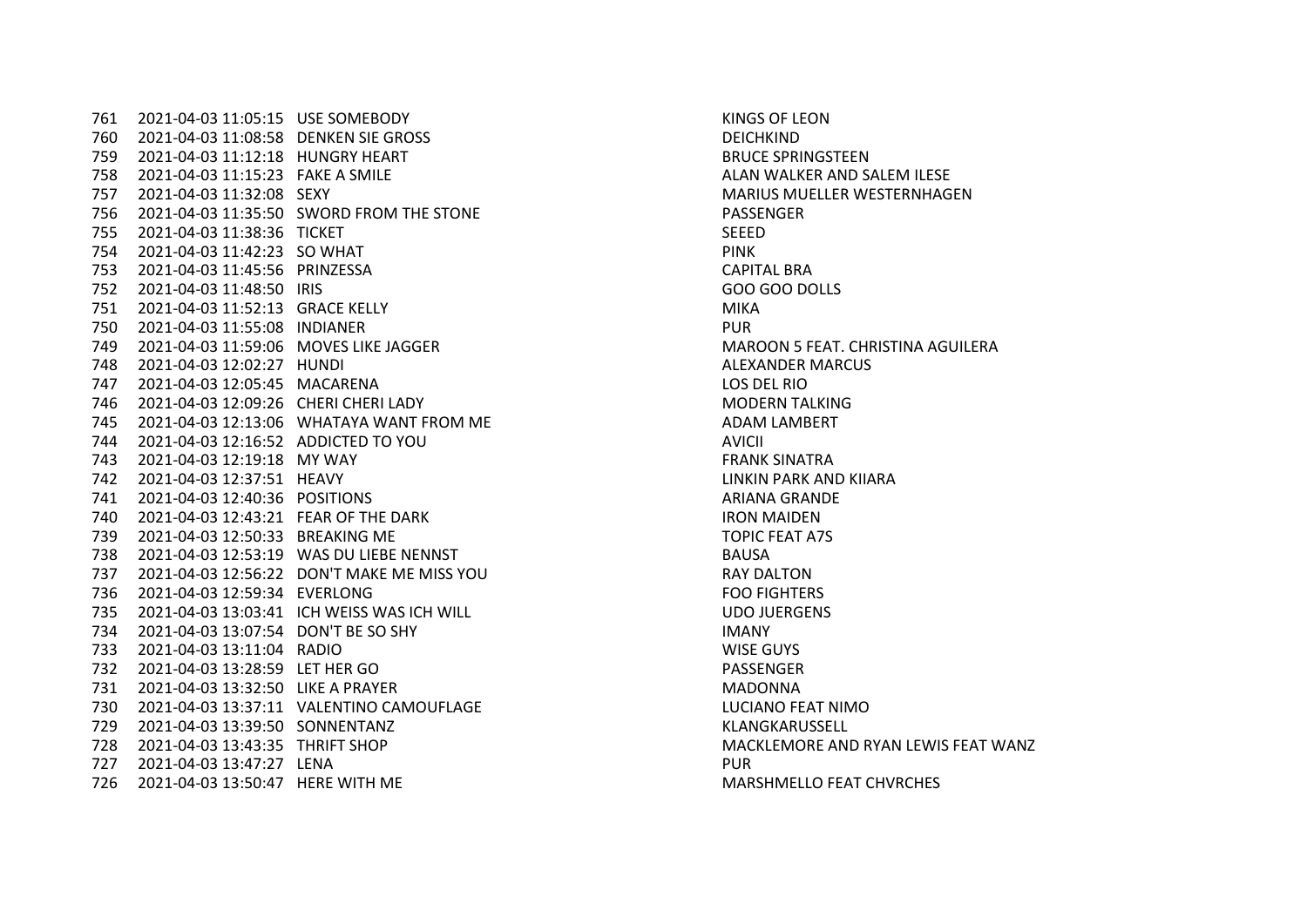| | | | |
|---|---|---|---|
| 761 | 2021-04-03 11:05:15 | USE SOMEBODY | KINGS OF LEON |
| 760 | 2021-04-03 11:08:58 | DENKEN SIE GROSS | DEICHKIND |
| 759 | 2021-04-03 11:12:18 | HUNGRY HEART | BRUCE SPRINGSTEEN |
| 758 | 2021-04-03 11:15:23 | FAKE A SMILE | ALAN WALKER AND SALEM ILESE |
| 757 | 2021-04-03 11:32:08 | SEXY | MARIUS MUELLER WESTERNHAGEN |
| 756 | 2021-04-03 11:35:50 | SWORD FROM THE STONE | PASSENGER |
| 755 | 2021-04-03 11:38:36 | TICKET | SEEED |
| 754 | 2021-04-03 11:42:23 | SO WHAT | PINK |
| 753 | 2021-04-03 11:45:56 | PRINZESSA | CAPITAL BRA |
| 752 | 2021-04-03 11:48:50 | IRIS | GOO GOO DOLLS |
| 751 | 2021-04-03 11:52:13 | GRACE KELLY | MIKA |
| 750 | 2021-04-03 11:55:08 | INDIANER | PUR |
| 749 | 2021-04-03 11:59:06 | MOVES LIKE JAGGER | MAROON 5 FEAT. CHRISTINA AGUILERA |
| 748 | 2021-04-03 12:02:27 | HUNDI | ALEXANDER MARCUS |
| 747 | 2021-04-03 12:05:45 | MACARENA | LOS DEL RIO |
| 746 | 2021-04-03 12:09:26 | CHERI CHERI LADY | MODERN TALKING |
| 745 | 2021-04-03 12:13:06 | WHATAYA WANT FROM ME | ADAM LAMBERT |
| 744 | 2021-04-03 12:16:52 | ADDICTED TO YOU | AVICII |
| 743 | 2021-04-03 12:19:18 | MY WAY | FRANK SINATRA |
| 742 | 2021-04-03 12:37:51 | HEAVY | LINKIN PARK AND KIIARA |
| 741 | 2021-04-03 12:40:36 | POSITIONS | ARIANA GRANDE |
| 740 | 2021-04-03 12:43:21 | FEAR OF THE DARK | IRON MAIDEN |
| 739 | 2021-04-03 12:50:33 | BREAKING ME | TOPIC FEAT A7S |
| 738 | 2021-04-03 12:53:19 | WAS DU LIEBE NENNST | BAUSA |
| 737 | 2021-04-03 12:56:22 | DON'T MAKE ME MISS YOU | RAY DALTON |
| 736 | 2021-04-03 12:59:34 | EVERLONG | FOO FIGHTERS |
| 735 | 2021-04-03 13:03:41 | ICH WEISS WAS ICH WILL | UDO JUERGENS |
| 734 | 2021-04-03 13:07:54 | DON'T BE SO SHY | IMANY |
| 733 | 2021-04-03 13:11:04 | RADIO | WISE GUYS |
| 732 | 2021-04-03 13:28:59 | LET HER GO | PASSENGER |
| 731 | 2021-04-03 13:32:50 | LIKE A PRAYER | MADONNA |
| 730 | 2021-04-03 13:37:11 | VALENTINO CAMOUFLAGE | LUCIANO FEAT NIMO |
| 729 | 2021-04-03 13:39:50 | SONNENTANZ | KLANGKARUSSELL |
| 728 | 2021-04-03 13:43:35 | THRIFT SHOP | MACKLEMORE AND RYAN LEWIS FEAT WANZ |
| 727 | 2021-04-03 13:47:27 | LENA | PUR |
| 726 | 2021-04-03 13:50:47 | HERE WITH ME | MARSHMELLO FEAT CHVRCHES |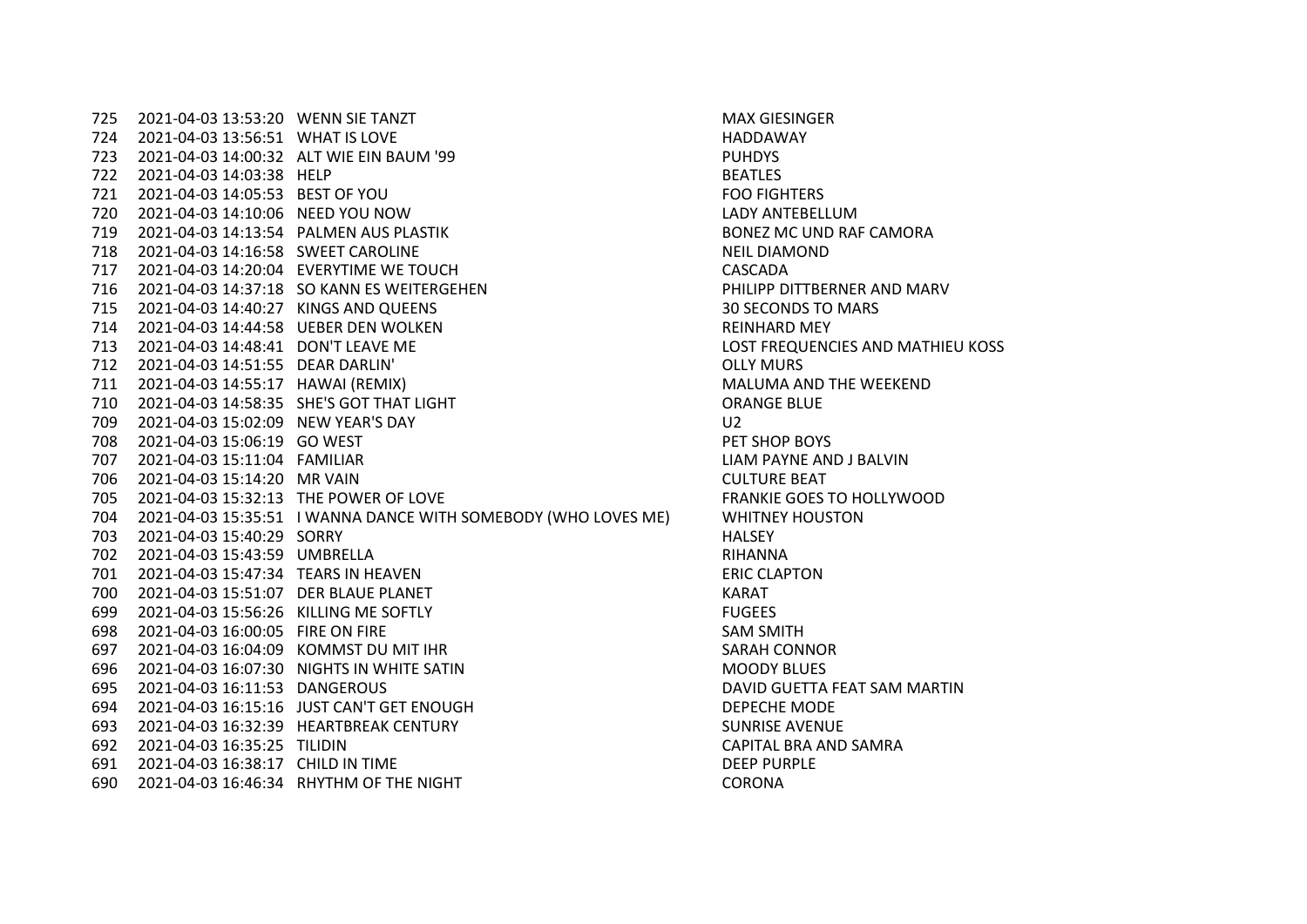| | | | |
|---|---|---|---|
| 725 | 2021-04-03 13:53:20 | WENN SIE TANZT | MAX GIESINGER |
| 724 | 2021-04-03 13:56:51 | WHAT IS LOVE | HADDAWAY |
| 723 | 2021-04-03 14:00:32 | ALT WIE EIN BAUM '99 | PUHDYS |
| 722 | 2021-04-03 14:03:38 | HELP | BEATLES |
| 721 | 2021-04-03 14:05:53 | BEST OF YOU | FOO FIGHTERS |
| 720 | 2021-04-03 14:10:06 | NEED YOU NOW | LADY ANTEBELLUM |
| 719 | 2021-04-03 14:13:54 | PALMEN AUS PLASTIK | BONEZ MC UND RAF CAMORA |
| 718 | 2021-04-03 14:16:58 | SWEET CAROLINE | NEIL DIAMOND |
| 717 | 2021-04-03 14:20:04 | EVERYTIME WE TOUCH | CASCADA |
| 716 | 2021-04-03 14:37:18 | SO KANN ES WEITERGEHEN | PHILIPP DITTBERNER AND MARV |
| 715 | 2021-04-03 14:40:27 | KINGS AND QUEENS | 30 SECONDS TO MARS |
| 714 | 2021-04-03 14:44:58 | UEBER DEN WOLKEN | REINHARD MEY |
| 713 | 2021-04-03 14:48:41 | DON'T LEAVE ME | LOST FREQUENCIES AND MATHIEU KOSS |
| 712 | 2021-04-03 14:51:55 | DEAR DARLIN' | OLLY MURS |
| 711 | 2021-04-03 14:55:17 | HAWAI (REMIX) | MALUMA AND THE WEEKEND |
| 710 | 2021-04-03 14:58:35 | SHE'S GOT THAT LIGHT | ORANGE BLUE |
| 709 | 2021-04-03 15:02:09 | NEW YEAR'S DAY | U2 |
| 708 | 2021-04-03 15:06:19 | GO WEST | PET SHOP BOYS |
| 707 | 2021-04-03 15:11:04 | FAMILIAR | LIAM PAYNE AND J BALVIN |
| 706 | 2021-04-03 15:14:20 | MR VAIN | CULTURE BEAT |
| 705 | 2021-04-03 15:32:13 | THE POWER OF LOVE | FRANKIE GOES TO HOLLYWOOD |
| 704 | 2021-04-03 15:35:51 | I WANNA DANCE WITH SOMEBODY (WHO LOVES ME) | WHITNEY HOUSTON |
| 703 | 2021-04-03 15:40:29 | SORRY | HALSEY |
| 702 | 2021-04-03 15:43:59 | UMBRELLA | RIHANNA |
| 701 | 2021-04-03 15:47:34 | TEARS IN HEAVEN | ERIC CLAPTON |
| 700 | 2021-04-03 15:51:07 | DER BLAUE PLANET | KARAT |
| 699 | 2021-04-03 15:56:26 | KILLING ME SOFTLY | FUGEES |
| 698 | 2021-04-03 16:00:05 | FIRE ON FIRE | SAM SMITH |
| 697 | 2021-04-03 16:04:09 | KOMMST DU MIT IHR | SARAH CONNOR |
| 696 | 2021-04-03 16:07:30 | NIGHTS IN WHITE SATIN | MOODY BLUES |
| 695 | 2021-04-03 16:11:53 | DANGEROUS | DAVID GUETTA FEAT SAM MARTIN |
| 694 | 2021-04-03 16:15:16 | JUST CAN'T GET ENOUGH | DEPECHE MODE |
| 693 | 2021-04-03 16:32:39 | HEARTBREAK CENTURY | SUNRISE AVENUE |
| 692 | 2021-04-03 16:35:25 | TILIDIN | CAPITAL BRA AND SAMRA |
| 691 | 2021-04-03 16:38:17 | CHILD IN TIME | DEEP PURPLE |
| 690 | 2021-04-03 16:46:34 | RHYTHM OF THE NIGHT | CORONA |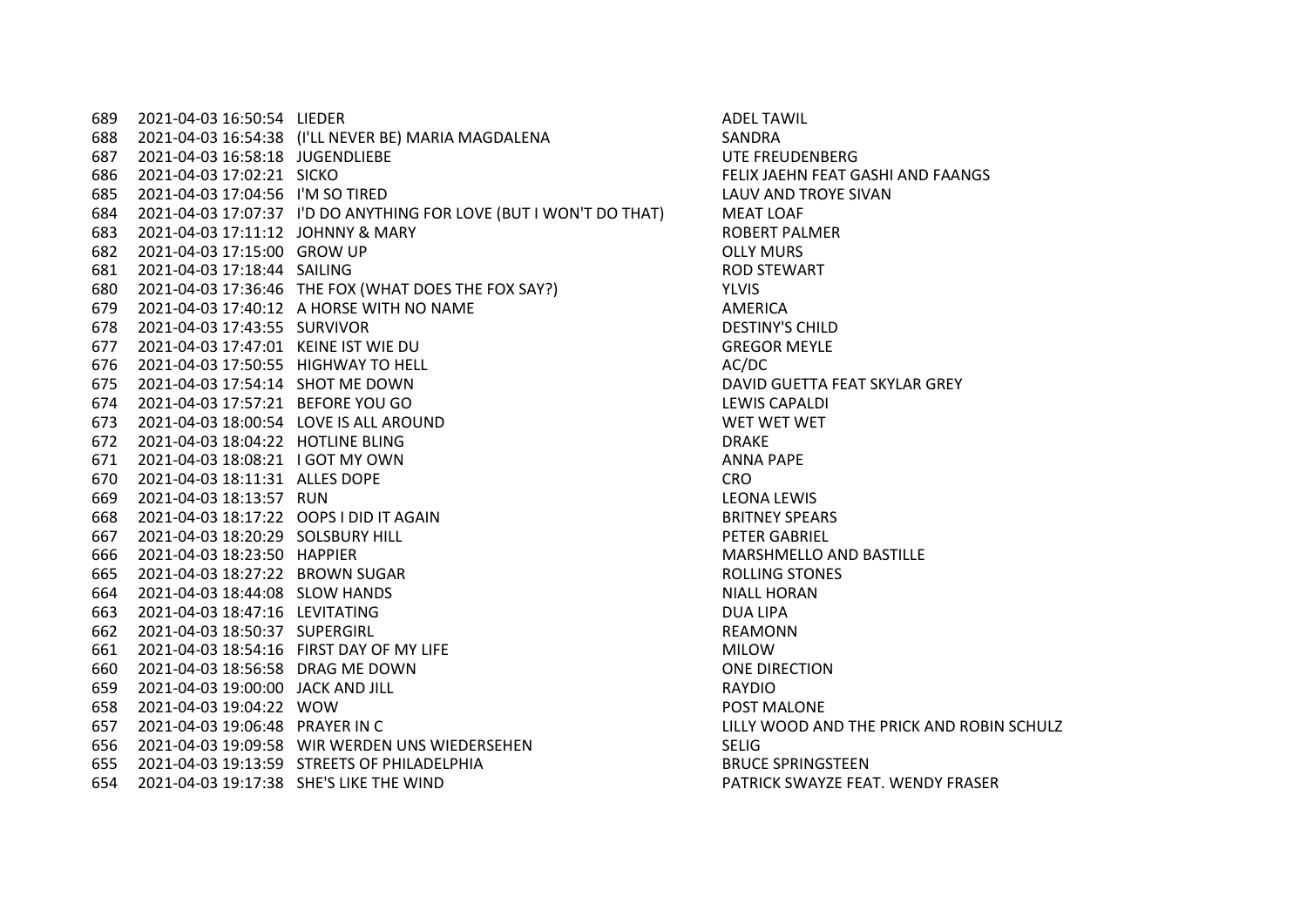| | | | |
|---|---|---|---|
| 689 | 2021-04-03 16:50:54 | LIEDER | ADEL TAWIL |
| 688 | 2021-04-03 16:54:38 | (I'LL NEVER BE) MARIA MAGDALENA | SANDRA |
| 687 | 2021-04-03 16:58:18 | JUGENDLIEBE | UTE FREUDENBERG |
| 686 | 2021-04-03 17:02:21 | SICKO | FELIX JAEHN FEAT GASHI AND FAANGS |
| 685 | 2021-04-03 17:04:56 | I'M SO TIRED | LAUV AND TROYE SIVAN |
| 684 | 2021-04-03 17:07:37 | I'D DO ANYTHING FOR LOVE (BUT I WON'T DO THAT) | MEAT LOAF |
| 683 | 2021-04-03 17:11:12 | JOHNNY & MARY | ROBERT PALMER |
| 682 | 2021-04-03 17:15:00 | GROW UP | OLLY MURS |
| 681 | 2021-04-03 17:18:44 | SAILING | ROD STEWART |
| 680 | 2021-04-03 17:36:46 | THE FOX (WHAT DOES THE FOX SAY?) | YLVIS |
| 679 | 2021-04-03 17:40:12 | A HORSE WITH NO NAME | AMERICA |
| 678 | 2021-04-03 17:43:55 | SURVIVOR | DESTINY'S CHILD |
| 677 | 2021-04-03 17:47:01 | KEINE IST WIE DU | GREGOR MEYLE |
| 676 | 2021-04-03 17:50:55 | HIGHWAY TO HELL | AC/DC |
| 675 | 2021-04-03 17:54:14 | SHOT ME DOWN | DAVID GUETTA FEAT SKYLAR GREY |
| 674 | 2021-04-03 17:57:21 | BEFORE YOU GO | LEWIS CAPALDI |
| 673 | 2021-04-03 18:00:54 | LOVE IS ALL AROUND | WET WET WET |
| 672 | 2021-04-03 18:04:22 | HOTLINE BLING | DRAKE |
| 671 | 2021-04-03 18:08:21 | I GOT MY OWN | ANNA PAPE |
| 670 | 2021-04-03 18:11:31 | ALLES DOPE | CRO |
| 669 | 2021-04-03 18:13:57 | RUN | LEONA LEWIS |
| 668 | 2021-04-03 18:17:22 | OOPS I DID IT AGAIN | BRITNEY SPEARS |
| 667 | 2021-04-03 18:20:29 | SOLSBURY HILL | PETER GABRIEL |
| 666 | 2021-04-03 18:23:50 | HAPPIER | MARSHMELLO AND BASTILLE |
| 665 | 2021-04-03 18:27:22 | BROWN SUGAR | ROLLING STONES |
| 664 | 2021-04-03 18:44:08 | SLOW HANDS | NIALL HORAN |
| 663 | 2021-04-03 18:47:16 | LEVITATING | DUA LIPA |
| 662 | 2021-04-03 18:50:37 | SUPERGIRL | REAMONN |
| 661 | 2021-04-03 18:54:16 | FIRST DAY OF MY LIFE | MILOW |
| 660 | 2021-04-03 18:56:58 | DRAG ME DOWN | ONE DIRECTION |
| 659 | 2021-04-03 19:00:00 | JACK AND JILL | RAYDIO |
| 658 | 2021-04-03 19:04:22 | WOW | POST MALONE |
| 657 | 2021-04-03 19:06:48 | PRAYER IN C | LILLY WOOD AND THE PRICK AND ROBIN SCHULZ |
| 656 | 2021-04-03 19:09:58 | WIR WERDEN UNS WIEDERSEHEN | SELIG |
| 655 | 2021-04-03 19:13:59 | STREETS OF PHILADELPHIA | BRUCE SPRINGSTEEN |
| 654 | 2021-04-03 19:17:38 | SHE'S LIKE THE WIND | PATRICK SWAYZE FEAT. WENDY FRASER |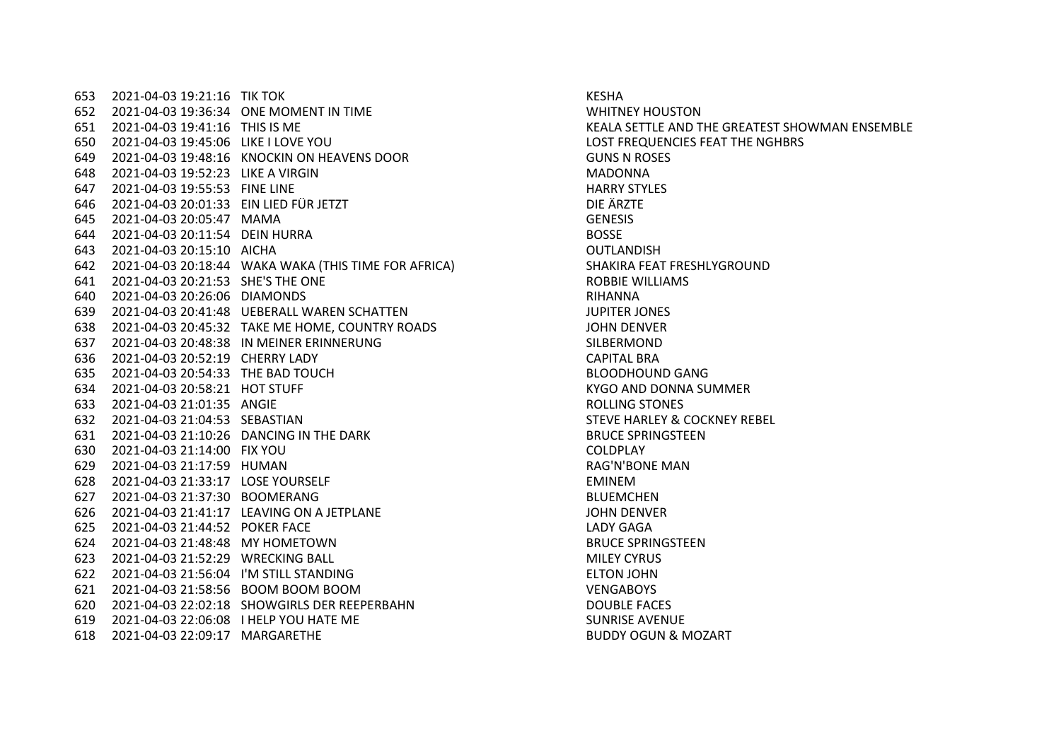| | | | |
|---|---|---|---|
| 653 | 2021-04-03 19:21:16 | TIK TOK | KESHA |
| 652 | 2021-04-03 19:36:34 | ONE MOMENT IN TIME | WHITNEY HOUSTON |
| 651 | 2021-04-03 19:41:16 | THIS IS ME | KEALA SETTLE AND THE GREATEST SHOWMAN ENSEMBLE |
| 650 | 2021-04-03 19:45:06 | LIKE I LOVE YOU | LOST FREQUENCIES FEAT THE NGHBRS |
| 649 | 2021-04-03 19:48:16 | KNOCKIN ON HEAVENS DOOR | GUNS N ROSES |
| 648 | 2021-04-03 19:52:23 | LIKE A VIRGIN | MADONNA |
| 647 | 2021-04-03 19:55:53 | FINE LINE | HARRY STYLES |
| 646 | 2021-04-03 20:01:33 | EIN LIED FÜR JETZT | DIE ÄRZTE |
| 645 | 2021-04-03 20:05:47 | MAMA | GENESIS |
| 644 | 2021-04-03 20:11:54 | DEIN HURRA | BOSSE |
| 643 | 2021-04-03 20:15:10 | AICHA | OUTLANDISH |
| 642 | 2021-04-03 20:18:44 | WAKA WAKA (THIS TIME FOR AFRICA) | SHAKIRA FEAT FRESHLYGROUND |
| 641 | 2021-04-03 20:21:53 | SHE'S THE ONE | ROBBIE WILLIAMS |
| 640 | 2021-04-03 20:26:06 | DIAMONDS | RIHANNA |
| 639 | 2021-04-03 20:41:48 | UEBERALL WAREN SCHATTEN | JUPITER JONES |
| 638 | 2021-04-03 20:45:32 | TAKE ME HOME, COUNTRY ROADS | JOHN DENVER |
| 637 | 2021-04-03 20:48:38 | IN MEINER ERINNERUNG | SILBERMOND |
| 636 | 2021-04-03 20:52:19 | CHERRY LADY | CAPITAL BRA |
| 635 | 2021-04-03 20:54:33 | THE BAD TOUCH | BLOODHOUND GANG |
| 634 | 2021-04-03 20:58:21 | HOT STUFF | KYGO AND DONNA SUMMER |
| 633 | 2021-04-03 21:01:35 | ANGIE | ROLLING STONES |
| 632 | 2021-04-03 21:04:53 | SEBASTIAN | STEVE HARLEY & COCKNEY REBEL |
| 631 | 2021-04-03 21:10:26 | DANCING IN THE DARK | BRUCE SPRINGSTEEN |
| 630 | 2021-04-03 21:14:00 | FIX YOU | COLDPLAY |
| 629 | 2021-04-03 21:17:59 | HUMAN | RAG'N'BONE MAN |
| 628 | 2021-04-03 21:33:17 | LOSE YOURSELF | EMINEM |
| 627 | 2021-04-03 21:37:30 | BOOMERANG | BLUEMCHEN |
| 626 | 2021-04-03 21:41:17 | LEAVING ON A JETPLANE | JOHN DENVER |
| 625 | 2021-04-03 21:44:52 | POKER FACE | LADY GAGA |
| 624 | 2021-04-03 21:48:48 | MY HOMETOWN | BRUCE SPRINGSTEEN |
| 623 | 2021-04-03 21:52:29 | WRECKING BALL | MILEY CYRUS |
| 622 | 2021-04-03 21:56:04 | I'M STILL STANDING | ELTON JOHN |
| 621 | 2021-04-03 21:58:56 | BOOM BOOM BOOM | VENGABOYS |
| 620 | 2021-04-03 22:02:18 | SHOWGIRLS DER REEPERBAHN | DOUBLE FACES |
| 619 | 2021-04-03 22:06:08 | I HELP YOU HATE ME | SUNRISE AVENUE |
| 618 | 2021-04-03 22:09:17 | MARGARETHE | BUDDY OGUN & MOZART |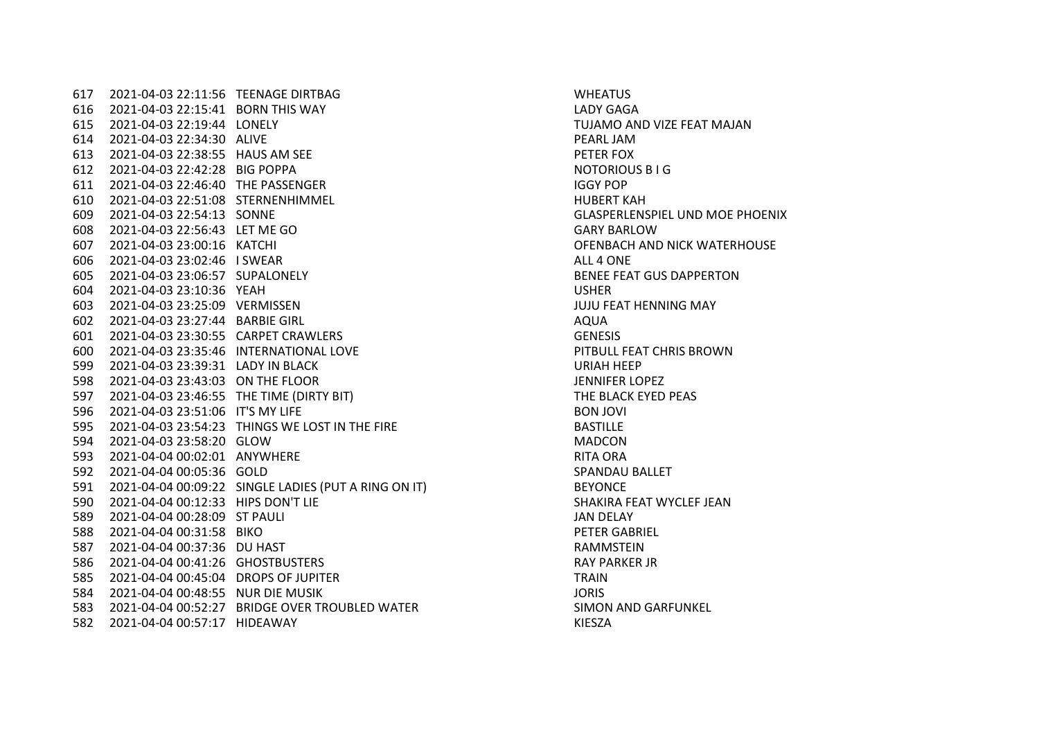| | | | |
|---|---|---|---|
| 617 | 2021-04-03 22:11:56 | TEENAGE DIRTBAG | WHEATUS |
| 616 | 2021-04-03 22:15:41 | BORN THIS WAY | LADY GAGA |
| 615 | 2021-04-03 22:19:44 | LONELY | TUJAMO AND VIZE FEAT MAJAN |
| 614 | 2021-04-03 22:34:30 | ALIVE | PEARL JAM |
| 613 | 2021-04-03 22:38:55 | HAUS AM SEE | PETER FOX |
| 612 | 2021-04-03 22:42:28 | BIG POPPA | NOTORIOUS B I G |
| 611 | 2021-04-03 22:46:40 | THE PASSENGER | IGGY POP |
| 610 | 2021-04-03 22:51:08 | STERNENHIMMEL | HUBERT KAH |
| 609 | 2021-04-03 22:54:13 | SONNE | GLASPERLENSPIEL UND MOE PHOENIX |
| 608 | 2021-04-03 22:56:43 | LET ME GO | GARY BARLOW |
| 607 | 2021-04-03 23:00:16 | KATCHI | OFENBACH AND NICK WATERHOUSE |
| 606 | 2021-04-03 23:02:46 | I SWEAR | ALL 4 ONE |
| 605 | 2021-04-03 23:06:57 | SUPALONELY | BENEE FEAT GUS DAPPERTON |
| 604 | 2021-04-03 23:10:36 | YEAH | USHER |
| 603 | 2021-04-03 23:25:09 | VERMISSEN | JUJU FEAT HENNING MAY |
| 602 | 2021-04-03 23:27:44 | BARBIE GIRL | AQUA |
| 601 | 2021-04-03 23:30:55 | CARPET CRAWLERS | GENESIS |
| 600 | 2021-04-03 23:35:46 | INTERNATIONAL LOVE | PITBULL FEAT CHRIS BROWN |
| 599 | 2021-04-03 23:39:31 | LADY IN BLACK | URIAH HEEP |
| 598 | 2021-04-03 23:43:03 | ON THE FLOOR | JENNIFER LOPEZ |
| 597 | 2021-04-03 23:46:55 | THE TIME (DIRTY BIT) | THE BLACK EYED PEAS |
| 596 | 2021-04-03 23:51:06 | IT'S MY LIFE | BON JOVI |
| 595 | 2021-04-03 23:54:23 | THINGS WE LOST IN THE FIRE | BASTILLE |
| 594 | 2021-04-03 23:58:20 | GLOW | MADCON |
| 593 | 2021-04-04 00:02:01 | ANYWHERE | RITA ORA |
| 592 | 2021-04-04 00:05:36 | GOLD | SPANDAU BALLET |
| 591 | 2021-04-04 00:09:22 | SINGLE LADIES (PUT A RING ON IT) | BEYONCE |
| 590 | 2021-04-04 00:12:33 | HIPS DON'T LIE | SHAKIRA FEAT WYCLEF JEAN |
| 589 | 2021-04-04 00:28:09 | ST PAULI | JAN DELAY |
| 588 | 2021-04-04 00:31:58 | BIKO | PETER GABRIEL |
| 587 | 2021-04-04 00:37:36 | DU HAST | RAMMSTEIN |
| 586 | 2021-04-04 00:41:26 | GHOSTBUSTERS | RAY PARKER JR |
| 585 | 2021-04-04 00:45:04 | DROPS OF JUPITER | TRAIN |
| 584 | 2021-04-04 00:48:55 | NUR DIE MUSIK | JORIS |
| 583 | 2021-04-04 00:52:27 | BRIDGE OVER TROUBLED WATER | SIMON AND GARFUNKEL |
| 582 | 2021-04-04 00:57:17 | HIDEAWAY | KIESZA |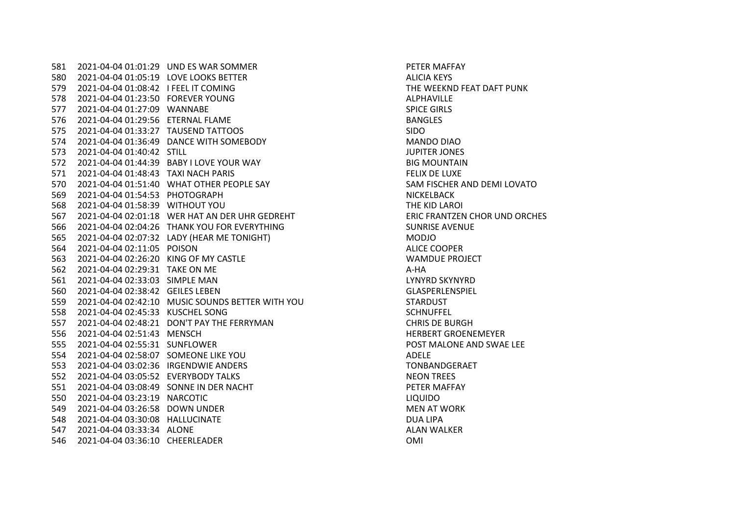| | | | |
|---|---|---|---|
| 581 | 2021-04-04 01:01:29 | UND ES WAR SOMMER | PETER MAFFAY |
| 580 | 2021-04-04 01:05:19 | LOVE LOOKS BETTER | ALICIA KEYS |
| 579 | 2021-04-04 01:08:42 | I FEEL IT COMING | THE WEEKND FEAT DAFT PUNK |
| 578 | 2021-04-04 01:23:50 | FOREVER YOUNG | ALPHAVILLE |
| 577 | 2021-04-04 01:27:09 | WANNABE | SPICE GIRLS |
| 576 | 2021-04-04 01:29:56 | ETERNAL FLAME | BANGLES |
| 575 | 2021-04-04 01:33:27 | TAUSEND TATTOOS | SIDO |
| 574 | 2021-04-04 01:36:49 | DANCE WITH SOMEBODY | MANDO DIAO |
| 573 | 2021-04-04 01:40:42 | STILL | JUPITER JONES |
| 572 | 2021-04-04 01:44:39 | BABY I LOVE YOUR WAY | BIG MOUNTAIN |
| 571 | 2021-04-04 01:48:43 | TAXI NACH PARIS | FELIX DE LUXE |
| 570 | 2021-04-04 01:51:40 | WHAT OTHER PEOPLE SAY | SAM FISCHER AND DEMI LOVATO |
| 569 | 2021-04-04 01:54:53 | PHOTOGRAPH | NICKELBACK |
| 568 | 2021-04-04 01:58:39 | WITHOUT YOU | THE KID LAROI |
| 567 | 2021-04-04 02:01:18 | WER HAT AN DER UHR GEDREHT | ERIC FRANTZEN CHOR UND ORCHES |
| 566 | 2021-04-04 02:04:26 | THANK YOU FOR EVERYTHING | SUNRISE AVENUE |
| 565 | 2021-04-04 02:07:32 | LADY (HEAR ME TONIGHT) | MODJO |
| 564 | 2021-04-04 02:11:05 | POISON | ALICE COOPER |
| 563 | 2021-04-04 02:26:20 | KING OF MY CASTLE | WAMDUE PROJECT |
| 562 | 2021-04-04 02:29:31 | TAKE ON ME | A-HA |
| 561 | 2021-04-04 02:33:03 | SIMPLE MAN | LYNYRD SKYNYRD |
| 560 | 2021-04-04 02:38:42 | GEILES LEBEN | GLASPERLENSPIEL |
| 559 | 2021-04-04 02:42:10 | MUSIC SOUNDS BETTER WITH YOU | STARDUST |
| 558 | 2021-04-04 02:45:33 | KUSCHEL SONG | SCHNUFFEL |
| 557 | 2021-04-04 02:48:21 | DON'T PAY THE FERRYMAN | CHRIS DE BURGH |
| 556 | 2021-04-04 02:51:43 | MENSCH | HERBERT GROENEMEYER |
| 555 | 2021-04-04 02:55:31 | SUNFLOWER | POST MALONE AND SWAE LEE |
| 554 | 2021-04-04 02:58:07 | SOMEONE LIKE YOU | ADELE |
| 553 | 2021-04-04 03:02:36 | IRGENDWIE ANDERS | TONBANDGERAET |
| 552 | 2021-04-04 03:05:52 | EVERYBODY TALKS | NEON TREES |
| 551 | 2021-04-04 03:08:49 | SONNE IN DER NACHT | PETER MAFFAY |
| 550 | 2021-04-04 03:23:19 | NARCOTIC | LIQUIDO |
| 549 | 2021-04-04 03:26:58 | DOWN UNDER | MEN AT WORK |
| 548 | 2021-04-04 03:30:08 | HALLUCINATE | DUA LIPA |
| 547 | 2021-04-04 03:33:34 | ALONE | ALAN WALKER |
| 546 | 2021-04-04 03:36:10 | CHEERLEADER | OMI |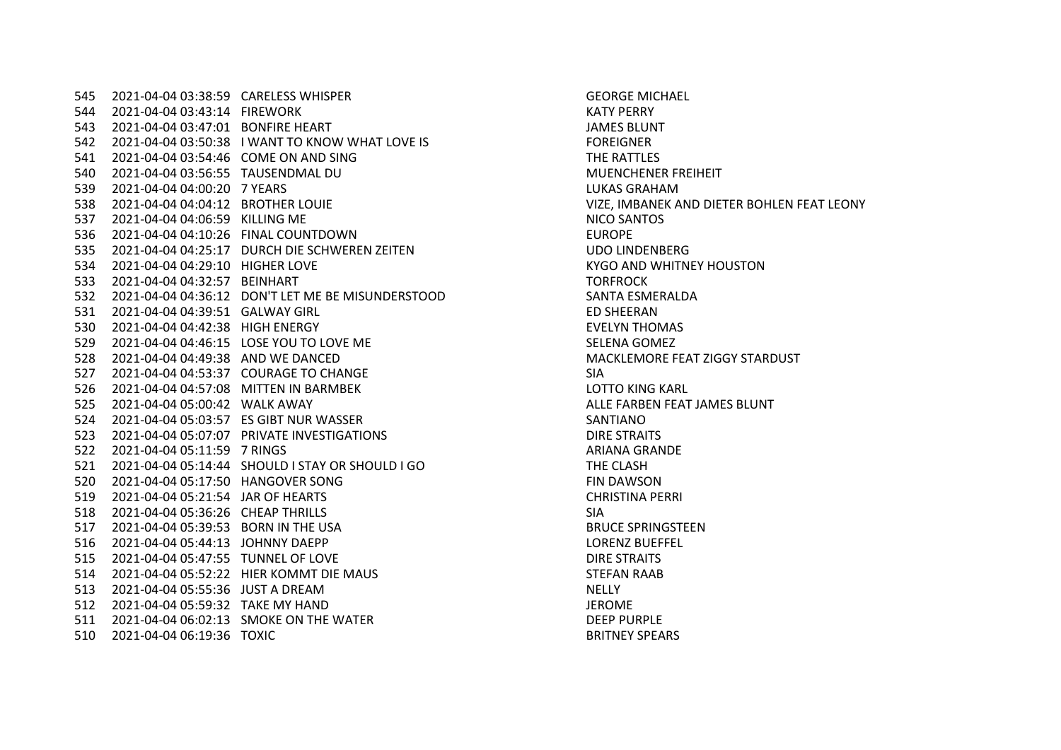| | | | |
|---|---|---|---|
| 545 | 2021-04-04 03:38:59 | CARELESS WHISPER | GEORGE MICHAEL |
| 544 | 2021-04-04 03:43:14 | FIREWORK | KATY PERRY |
| 543 | 2021-04-04 03:47:01 | BONFIRE HEART | JAMES BLUNT |
| 542 | 2021-04-04 03:50:38 | I WANT TO KNOW WHAT LOVE IS | FOREIGNER |
| 541 | 2021-04-04 03:54:46 | COME ON AND SING | THE RATTLES |
| 540 | 2021-04-04 03:56:55 | TAUSENDMAL DU | MUENCHENER FREIHEIT |
| 539 | 2021-04-04 04:00:20 | 7 YEARS | LUKAS GRAHAM |
| 538 | 2021-04-04 04:04:12 | BROTHER LOUIE | VIZE, IMBANEK AND DIETER BOHLEN FEAT LEONY |
| 537 | 2021-04-04 04:06:59 | KILLING ME | NICO SANTOS |
| 536 | 2021-04-04 04:10:26 | FINAL COUNTDOWN | EUROPE |
| 535 | 2021-04-04 04:25:17 | DURCH DIE SCHWEREN ZEITEN | UDO LINDENBERG |
| 534 | 2021-04-04 04:29:10 | HIGHER LOVE | KYGO AND WHITNEY HOUSTON |
| 533 | 2021-04-04 04:32:57 | BEINHART | TORFROCK |
| 532 | 2021-04-04 04:36:12 | DON'T LET ME BE MISUNDERSTOOD | SANTA ESMERALDA |
| 531 | 2021-04-04 04:39:51 | GALWAY GIRL | ED SHEERAN |
| 530 | 2021-04-04 04:42:38 | HIGH ENERGY | EVELYN THOMAS |
| 529 | 2021-04-04 04:46:15 | LOSE YOU TO LOVE ME | SELENA GOMEZ |
| 528 | 2021-04-04 04:49:38 | AND WE DANCED | MACKLEMORE FEAT ZIGGY STARDUST |
| 527 | 2021-04-04 04:53:37 | COURAGE TO CHANGE | SIA |
| 526 | 2021-04-04 04:57:08 | MITTEN IN BARMBEK | LOTTO KING KARL |
| 525 | 2021-04-04 05:00:42 | WALK AWAY | ALLE FARBEN FEAT JAMES BLUNT |
| 524 | 2021-04-04 05:03:57 | ES GIBT NUR WASSER | SANTIANO |
| 523 | 2021-04-04 05:07:07 | PRIVATE INVESTIGATIONS | DIRE STRAITS |
| 522 | 2021-04-04 05:11:59 | 7 RINGS | ARIANA GRANDE |
| 521 | 2021-04-04 05:14:44 | SHOULD I STAY OR SHOULD I GO | THE CLASH |
| 520 | 2021-04-04 05:17:50 | HANGOVER SONG | FIN DAWSON |
| 519 | 2021-04-04 05:21:54 | JAR OF HEARTS | CHRISTINA PERRI |
| 518 | 2021-04-04 05:36:26 | CHEAP THRILLS | SIA |
| 517 | 2021-04-04 05:39:53 | BORN IN THE USA | BRUCE SPRINGSTEEN |
| 516 | 2021-04-04 05:44:13 | JOHNNY DAEPP | LORENZ BUEFFEL |
| 515 | 2021-04-04 05:47:55 | TUNNEL OF LOVE | DIRE STRAITS |
| 514 | 2021-04-04 05:52:22 | HIER KOMMT DIE MAUS | STEFAN RAAB |
| 513 | 2021-04-04 05:55:36 | JUST A DREAM | NELLY |
| 512 | 2021-04-04 05:59:32 | TAKE MY HAND | JEROME |
| 511 | 2021-04-04 06:02:13 | SMOKE ON THE WATER | DEEP PURPLE |
| 510 | 2021-04-04 06:19:36 | TOXIC | BRITNEY SPEARS |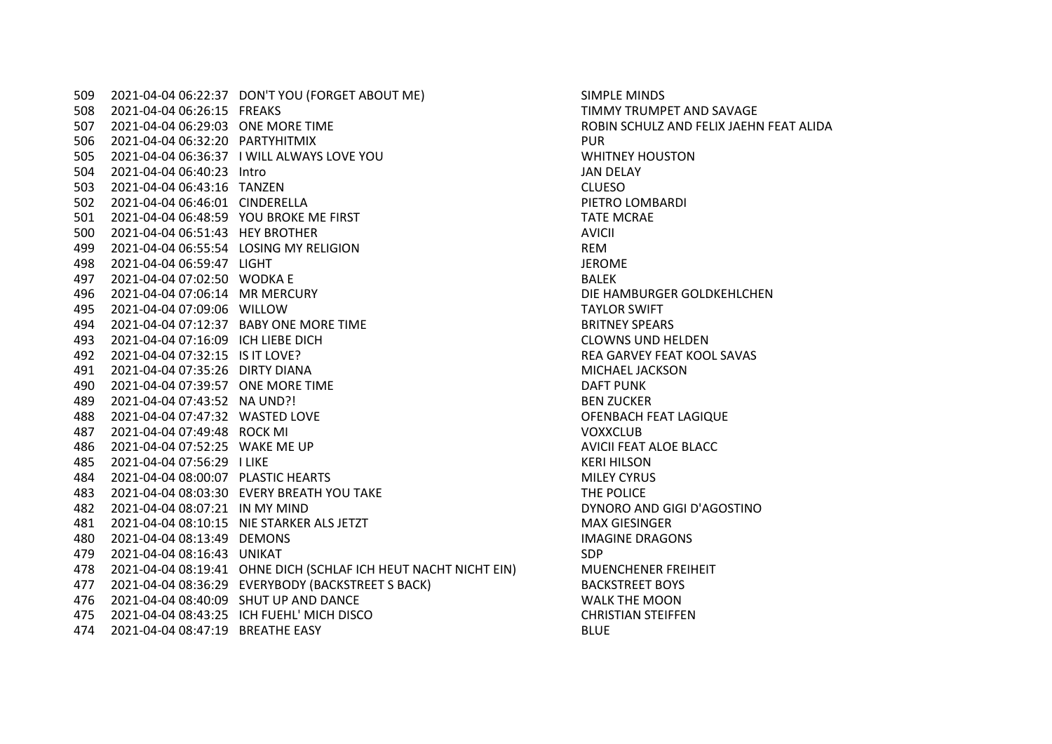| | | | |
|---|---|---|---|
| 509 | 2021-04-04 06:22:37 | DON'T YOU (FORGET ABOUT ME) | SIMPLE MINDS |
| 508 | 2021-04-04 06:26:15 | FREAKS | TIMMY TRUMPET AND SAVAGE |
| 507 | 2021-04-04 06:29:03 | ONE MORE TIME | ROBIN SCHULZ AND FELIX JAEHN FEAT ALIDA |
| 506 | 2021-04-04 06:32:20 | PARTYHITMIX | PUR |
| 505 | 2021-04-04 06:36:37 | I WILL ALWAYS LOVE YOU | WHITNEY HOUSTON |
| 504 | 2021-04-04 06:40:23 | Intro | JAN DELAY |
| 503 | 2021-04-04 06:43:16 | TANZEN | CLUESO |
| 502 | 2021-04-04 06:46:01 | CINDERELLA | PIETRO LOMBARDI |
| 501 | 2021-04-04 06:48:59 | YOU BROKE ME FIRST | TATE MCRAE |
| 500 | 2021-04-04 06:51:43 | HEY BROTHER | AVICII |
| 499 | 2021-04-04 06:55:54 | LOSING MY RELIGION | REM |
| 498 | 2021-04-04 06:59:47 | LIGHT | JEROME |
| 497 | 2021-04-04 07:02:50 | WODKA E | BALEK |
| 496 | 2021-04-04 07:06:14 | MR MERCURY | DIE HAMBURGER GOLDKEHLCHEN |
| 495 | 2021-04-04 07:09:06 | WILLOW | TAYLOR SWIFT |
| 494 | 2021-04-04 07:12:37 | BABY ONE MORE TIME | BRITNEY SPEARS |
| 493 | 2021-04-04 07:16:09 | ICH LIEBE DICH | CLOWNS UND HELDEN |
| 492 | 2021-04-04 07:32:15 | IS IT LOVE? | REA GARVEY FEAT KOOL SAVAS |
| 491 | 2021-04-04 07:35:26 | DIRTY DIANA | MICHAEL JACKSON |
| 490 | 2021-04-04 07:39:57 | ONE MORE TIME | DAFT PUNK |
| 489 | 2021-04-04 07:43:52 | NA UND?! | BEN ZUCKER |
| 488 | 2021-04-04 07:47:32 | WASTED LOVE | OFENBACH FEAT LAGIQUE |
| 487 | 2021-04-04 07:49:48 | ROCK MI | VOXXCLUB |
| 486 | 2021-04-04 07:52:25 | WAKE ME UP | AVICII FEAT ALOE BLACC |
| 485 | 2021-04-04 07:56:29 | I LIKE | KERI HILSON |
| 484 | 2021-04-04 08:00:07 | PLASTIC HEARTS | MILEY CYRUS |
| 483 | 2021-04-04 08:03:30 | EVERY BREATH YOU TAKE | THE POLICE |
| 482 | 2021-04-04 08:07:21 | IN MY MIND | DYNORO AND GIGI D'AGOSTINO |
| 481 | 2021-04-04 08:10:15 | NIE STARKER ALS JETZT | MAX GIESINGER |
| 480 | 2021-04-04 08:13:49 | DEMONS | IMAGINE DRAGONS |
| 479 | 2021-04-04 08:16:43 | UNIKAT | SDP |
| 478 | 2021-04-04 08:19:41 | OHNE DICH (SCHLAF ICH HEUT NACHT NICHT EIN) | MUENCHENER FREIHEIT |
| 477 | 2021-04-04 08:36:29 | EVERYBODY (BACKSTREET S BACK) | BACKSTREET BOYS |
| 476 | 2021-04-04 08:40:09 | SHUT UP AND DANCE | WALK THE MOON |
| 475 | 2021-04-04 08:43:25 | ICH FUEHL' MICH DISCO | CHRISTIAN STEIFFEN |
| 474 | 2021-04-04 08:47:19 | BREATHE EASY | BLUE |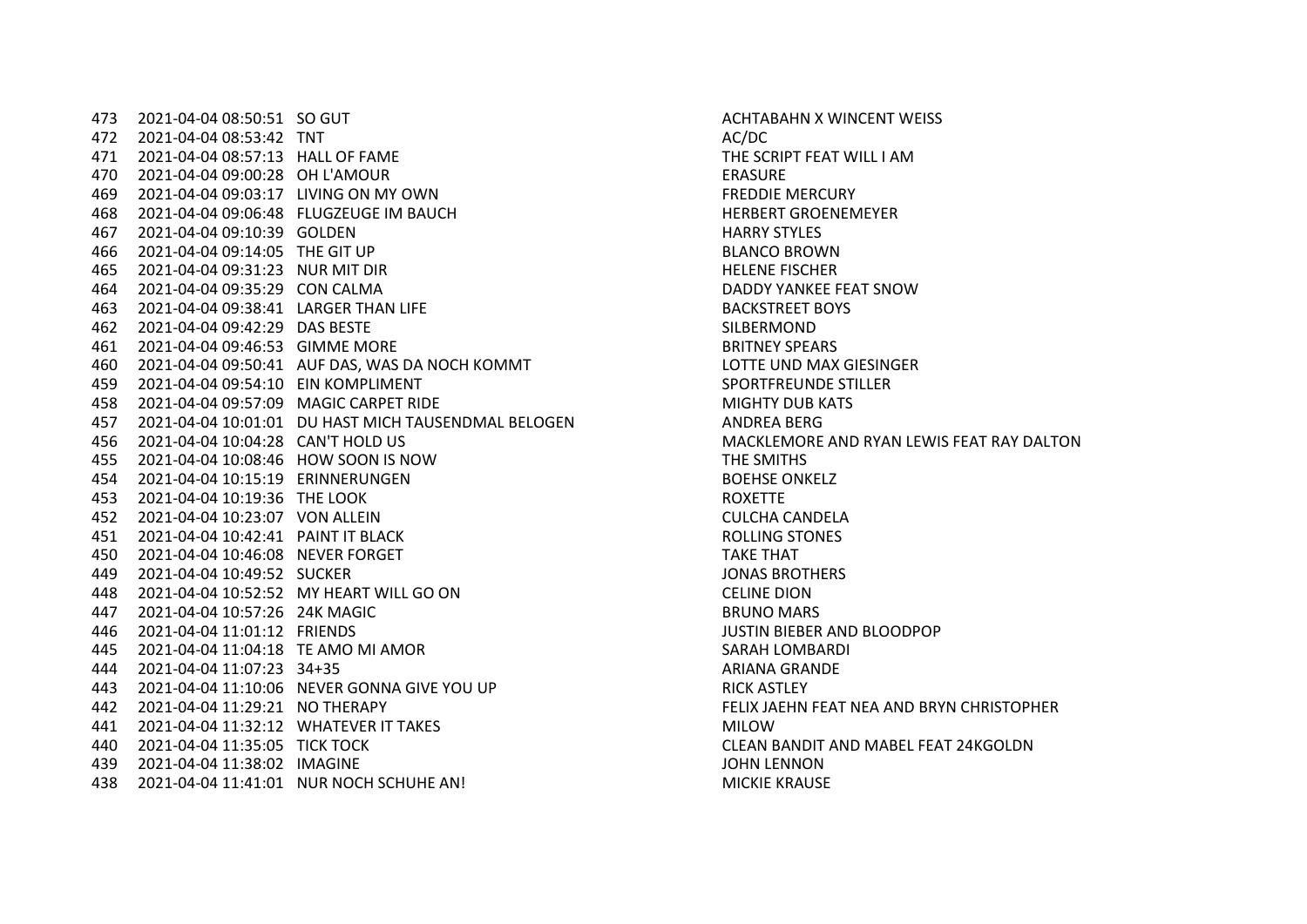| | | | |
|---|---|---|---|
| 473 | 2021-04-04 08:50:51 | SO GUT | ACHTABAHN X WINCENT WEISS |
| 472 | 2021-04-04 08:53:42 | TNT | AC/DC |
| 471 | 2021-04-04 08:57:13 | HALL OF FAME | THE SCRIPT FEAT WILL I AM |
| 470 | 2021-04-04 09:00:28 | OH L'AMOUR | ERASURE |
| 469 | 2021-04-04 09:03:17 | LIVING ON MY OWN | FREDDIE MERCURY |
| 468 | 2021-04-04 09:06:48 | FLUGZEUGE IM BAUCH | HERBERT GROENEMEYER |
| 467 | 2021-04-04 09:10:39 | GOLDEN | HARRY STYLES |
| 466 | 2021-04-04 09:14:05 | THE GIT UP | BLANCO BROWN |
| 465 | 2021-04-04 09:31:23 | NUR MIT DIR | HELENE FISCHER |
| 464 | 2021-04-04 09:35:29 | CON CALMA | DADDY YANKEE FEAT SNOW |
| 463 | 2021-04-04 09:38:41 | LARGER THAN LIFE | BACKSTREET BOYS |
| 462 | 2021-04-04 09:42:29 | DAS BESTE | SILBERMOND |
| 461 | 2021-04-04 09:46:53 | GIMME MORE | BRITNEY SPEARS |
| 460 | 2021-04-04 09:50:41 | AUF DAS, WAS DA NOCH KOMMT | LOTTE UND MAX GIESINGER |
| 459 | 2021-04-04 09:54:10 | EIN KOMPLIMENT | SPORTFREUNDE STILLER |
| 458 | 2021-04-04 09:57:09 | MAGIC CARPET RIDE | MIGHTY DUB KATS |
| 457 | 2021-04-04 10:01:01 | DU HAST MICH TAUSENDMAL BELOGEN | ANDREA BERG |
| 456 | 2021-04-04 10:04:28 | CAN'T HOLD US | MACKLEMORE AND RYAN LEWIS FEAT RAY DALTON |
| 455 | 2021-04-04 10:08:46 | HOW SOON IS NOW | THE SMITHS |
| 454 | 2021-04-04 10:15:19 | ERINNERUNGEN | BOEHSE ONKELZ |
| 453 | 2021-04-04 10:19:36 | THE LOOK | ROXETTE |
| 452 | 2021-04-04 10:23:07 | VON ALLEIN | CULCHA CANDELA |
| 451 | 2021-04-04 10:42:41 | PAINT IT BLACK | ROLLING STONES |
| 450 | 2021-04-04 10:46:08 | NEVER FORGET | TAKE THAT |
| 449 | 2021-04-04 10:49:52 | SUCKER | JONAS BROTHERS |
| 448 | 2021-04-04 10:52:52 | MY HEART WILL GO ON | CELINE DION |
| 447 | 2021-04-04 10:57:26 | 24K MAGIC | BRUNO MARS |
| 446 | 2021-04-04 11:01:12 | FRIENDS | JUSTIN BIEBER AND BLOODPOP |
| 445 | 2021-04-04 11:04:18 | TE AMO MI AMOR | SARAH LOMBARDI |
| 444 | 2021-04-04 11:07:23 | 34+35 | ARIANA GRANDE |
| 443 | 2021-04-04 11:10:06 | NEVER GONNA GIVE YOU UP | RICK ASTLEY |
| 442 | 2021-04-04 11:29:21 | NO THERAPY | FELIX JAEHN FEAT NEA AND BRYN CHRISTOPHER |
| 441 | 2021-04-04 11:32:12 | WHATEVER IT TAKES | MILOW |
| 440 | 2021-04-04 11:35:05 | TICK TOCK | CLEAN BANDIT AND MABEL FEAT 24KGOLDN |
| 439 | 2021-04-04 11:38:02 | IMAGINE | JOHN LENNON |
| 438 | 2021-04-04 11:41:01 | NUR NOCH SCHUHE AN! | MICKIE KRAUSE |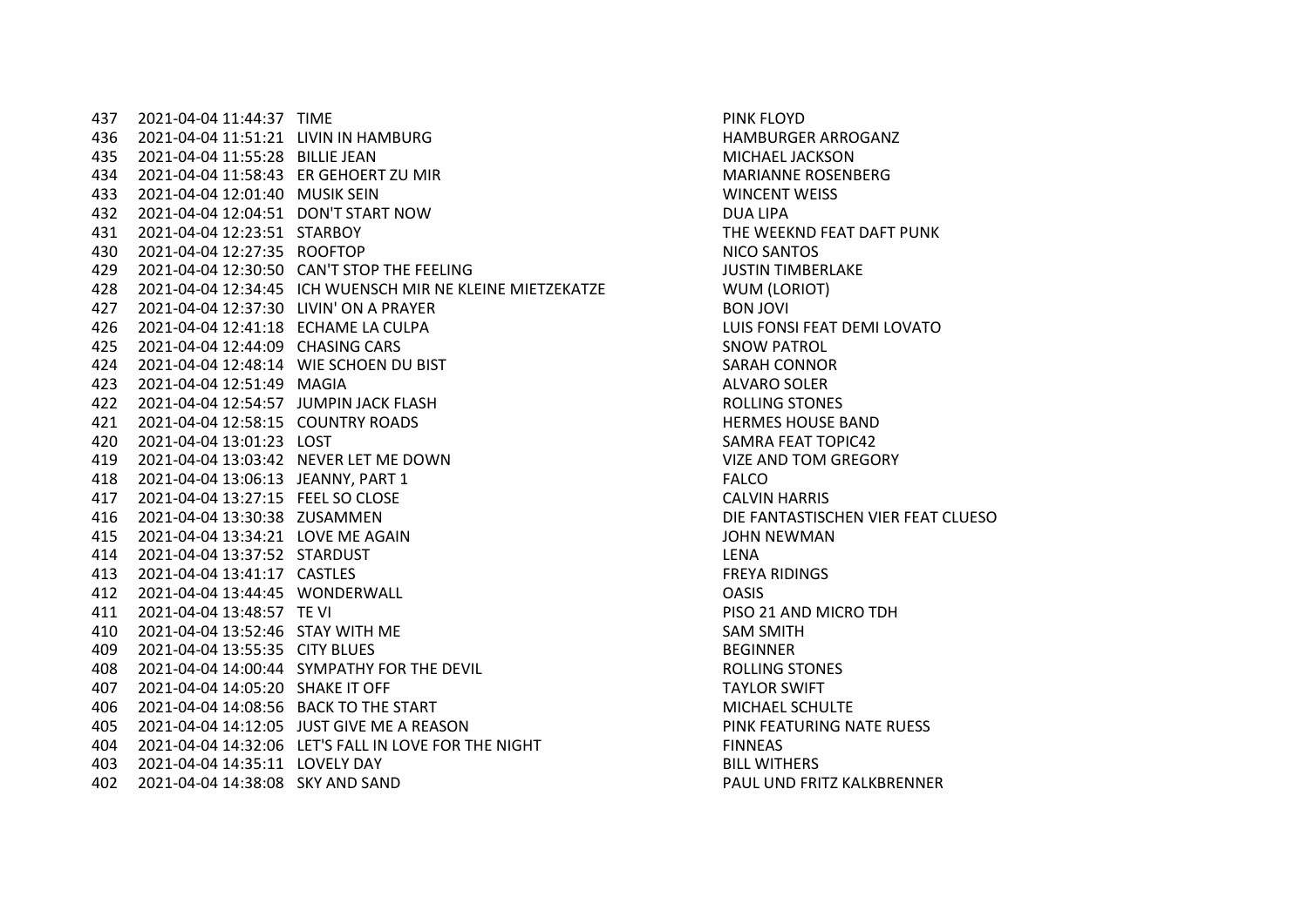| | | | |
|---|---|---|---|
| 437 | 2021-04-04 11:44:37 | TIME | PINK FLOYD |
| 436 | 2021-04-04 11:51:21 | LIVIN IN HAMBURG | HAMBURGER ARROGANZ |
| 435 | 2021-04-04 11:55:28 | BILLIE JEAN | MICHAEL JACKSON |
| 434 | 2021-04-04 11:58:43 | ER GEHOERT ZU MIR | MARIANNE ROSENBERG |
| 433 | 2021-04-04 12:01:40 | MUSIK SEIN | WINCENT WEISS |
| 432 | 2021-04-04 12:04:51 | DON'T START NOW | DUA LIPA |
| 431 | 2021-04-04 12:23:51 | STARBOY | THE WEEKND FEAT DAFT PUNK |
| 430 | 2021-04-04 12:27:35 | ROOFTOP | NICO SANTOS |
| 429 | 2021-04-04 12:30:50 | CAN'T STOP THE FEELING | JUSTIN TIMBERLAKE |
| 428 | 2021-04-04 12:34:45 | ICH WUENSCH MIR NE KLEINE MIETZEKATZE | WUM (LORIOT) |
| 427 | 2021-04-04 12:37:30 | LIVIN' ON A PRAYER | BON JOVI |
| 426 | 2021-04-04 12:41:18 | ECHAME LA CULPA | LUIS FONSI FEAT DEMI LOVATO |
| 425 | 2021-04-04 12:44:09 | CHASING CARS | SNOW PATROL |
| 424 | 2021-04-04 12:48:14 | WIE SCHOEN DU BIST | SARAH CONNOR |
| 423 | 2021-04-04 12:51:49 | MAGIA | ALVARO SOLER |
| 422 | 2021-04-04 12:54:57 | JUMPIN JACK FLASH | ROLLING STONES |
| 421 | 2021-04-04 12:58:15 | COUNTRY ROADS | HERMES HOUSE BAND |
| 420 | 2021-04-04 13:01:23 | LOST | SAMRA FEAT TOPIC42 |
| 419 | 2021-04-04 13:03:42 | NEVER LET ME DOWN | VIZE AND TOM GREGORY |
| 418 | 2021-04-04 13:06:13 | JEANNY, PART 1 | FALCO |
| 417 | 2021-04-04 13:27:15 | FEEL SO CLOSE | CALVIN HARRIS |
| 416 | 2021-04-04 13:30:38 | ZUSAMMEN | DIE FANTASTISCHEN VIER FEAT CLUESO |
| 415 | 2021-04-04 13:34:21 | LOVE ME AGAIN | JOHN NEWMAN |
| 414 | 2021-04-04 13:37:52 | STARDUST | LENA |
| 413 | 2021-04-04 13:41:17 | CASTLES | FREYA RIDINGS |
| 412 | 2021-04-04 13:44:45 | WONDERWALL | OASIS |
| 411 | 2021-04-04 13:48:57 | TE VI | PISO 21 AND MICRO TDH |
| 410 | 2021-04-04 13:52:46 | STAY WITH ME | SAM SMITH |
| 409 | 2021-04-04 13:55:35 | CITY BLUES | BEGINNER |
| 408 | 2021-04-04 14:00:44 | SYMPATHY FOR THE DEVIL | ROLLING STONES |
| 407 | 2021-04-04 14:05:20 | SHAKE IT OFF | TAYLOR SWIFT |
| 406 | 2021-04-04 14:08:56 | BACK TO THE START | MICHAEL SCHULTE |
| 405 | 2021-04-04 14:12:05 | JUST GIVE ME A REASON | PINK FEATURING NATE RUESS |
| 404 | 2021-04-04 14:32:06 | LET'S FALL IN LOVE FOR THE NIGHT | FINNEAS |
| 403 | 2021-04-04 14:35:11 | LOVELY DAY | BILL WITHERS |
| 402 | 2021-04-04 14:38:08 | SKY AND SAND | PAUL UND FRITZ KALKBRENNER |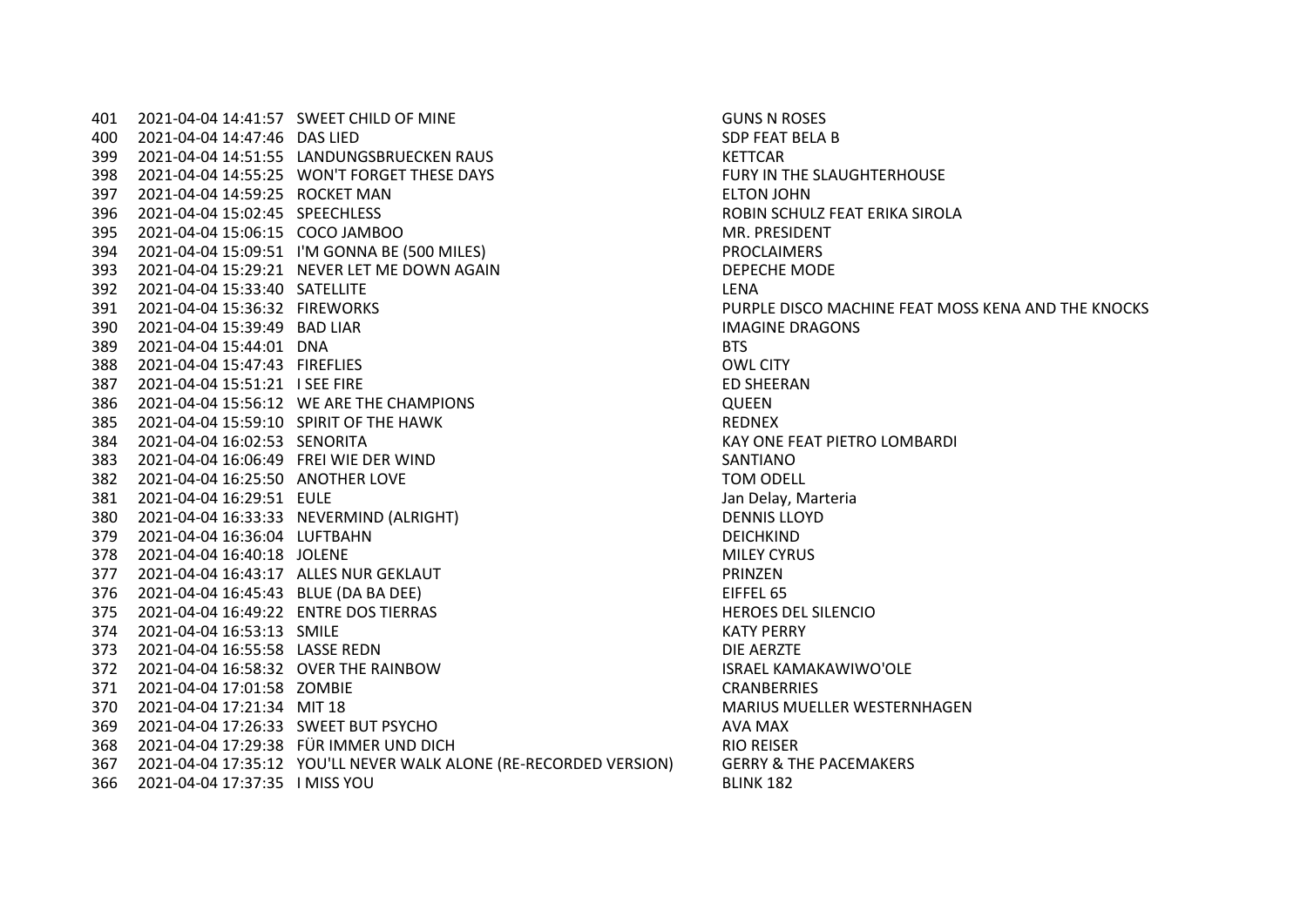| | | | |
|---|---|---|---|
| 401 | 2021-04-04 14:41:57 | SWEET CHILD OF MINE | GUNS N ROSES |
| 400 | 2021-04-04 14:47:46 | DAS LIED | SDP FEAT BELA B |
| 399 | 2021-04-04 14:51:55 | LANDUNGSBRUECKEN RAUS | KETTCAR |
| 398 | 2021-04-04 14:55:25 | WON'T FORGET THESE DAYS | FURY IN THE SLAUGHTERHOUSE |
| 397 | 2021-04-04 14:59:25 | ROCKET MAN | ELTON JOHN |
| 396 | 2021-04-04 15:02:45 | SPEECHLESS | ROBIN SCHULZ FEAT ERIKA SIROLA |
| 395 | 2021-04-04 15:06:15 | COCO JAMBOO | MR. PRESIDENT |
| 394 | 2021-04-04 15:09:51 | I'M GONNA BE (500 MILES) | PROCLAIMERS |
| 393 | 2021-04-04 15:29:21 | NEVER LET ME DOWN AGAIN | DEPECHE MODE |
| 392 | 2021-04-04 15:33:40 | SATELLITE | LENA |
| 391 | 2021-04-04 15:36:32 | FIREWORKS | PURPLE DISCO MACHINE FEAT MOSS KENA AND THE KNOCKS |
| 390 | 2021-04-04 15:39:49 | BAD LIAR | IMAGINE DRAGONS |
| 389 | 2021-04-04 15:44:01 | DNA | BTS |
| 388 | 2021-04-04 15:47:43 | FIREFLIES | OWL CITY |
| 387 | 2021-04-04 15:51:21 | I SEE FIRE | ED SHEERAN |
| 386 | 2021-04-04 15:56:12 | WE ARE THE CHAMPIONS | QUEEN |
| 385 | 2021-04-04 15:59:10 | SPIRIT OF THE HAWK | REDNEX |
| 384 | 2021-04-04 16:02:53 | SENORITA | KAY ONE FEAT PIETRO LOMBARDI |
| 383 | 2021-04-04 16:06:49 | FREI WIE DER WIND | SANTIANO |
| 382 | 2021-04-04 16:25:50 | ANOTHER LOVE | TOM ODELL |
| 381 | 2021-04-04 16:29:51 | EULE | Jan Delay, Marteria |
| 380 | 2021-04-04 16:33:33 | NEVERMIND (ALRIGHT) | DENNIS LLOYD |
| 379 | 2021-04-04 16:36:04 | LUFTBAHN | DEICHKIND |
| 378 | 2021-04-04 16:40:18 | JOLENE | MILEY CYRUS |
| 377 | 2021-04-04 16:43:17 | ALLES NUR GEKLAUT | PRINZEN |
| 376 | 2021-04-04 16:45:43 | BLUE (DA BA DEE) | EIFFEL 65 |
| 375 | 2021-04-04 16:49:22 | ENTRE DOS TIERRAS | HEROES DEL SILENCIO |
| 374 | 2021-04-04 16:53:13 | SMILE | KATY PERRY |
| 373 | 2021-04-04 16:55:58 | LASSE REDN | DIE AERZTE |
| 372 | 2021-04-04 16:58:32 | OVER THE RAINBOW | ISRAEL KAMAKAWIWO'OLE |
| 371 | 2021-04-04 17:01:58 | ZOMBIE | CRANBERRIES |
| 370 | 2021-04-04 17:21:34 | MIT 18 | MARIUS MUELLER WESTERNHAGEN |
| 369 | 2021-04-04 17:26:33 | SWEET BUT PSYCHO | AVA MAX |
| 368 | 2021-04-04 17:29:38 | FÜR IMMER UND DICH | RIO REISER |
| 367 | 2021-04-04 17:35:12 | YOU'LL NEVER WALK ALONE (RE-RECORDED VERSION) | GERRY & THE PACEMAKERS |
| 366 | 2021-04-04 17:37:35 | I MISS YOU | BLINK 182 |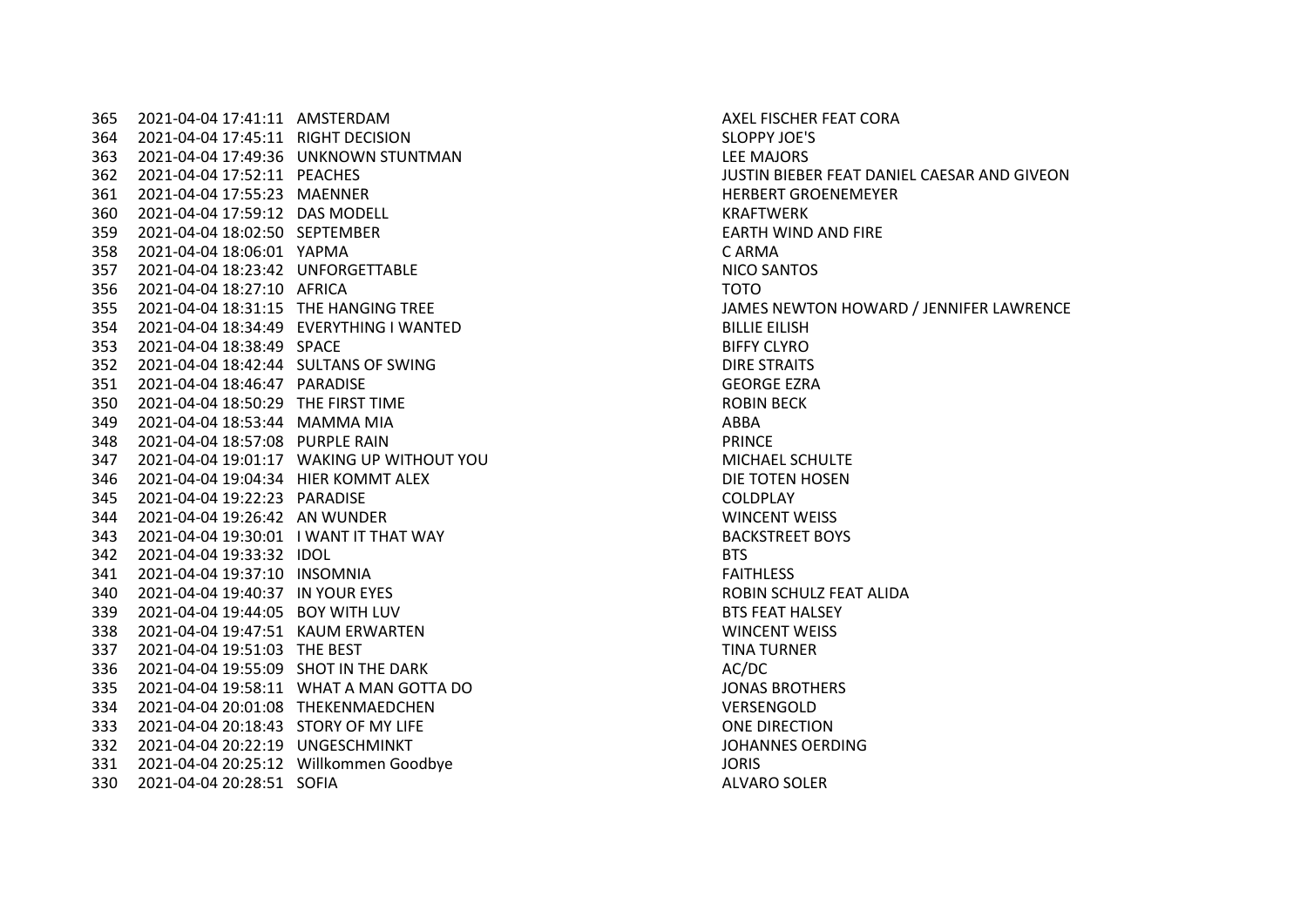| | | | |
|---|---|---|---|
| 365 | 2021-04-04 17:41:11 | AMSTERDAM | AXEL FISCHER FEAT CORA |
| 364 | 2021-04-04 17:45:11 | RIGHT DECISION | SLOPPY JOE'S |
| 363 | 2021-04-04 17:49:36 | UNKNOWN STUNTMAN | LEE MAJORS |
| 362 | 2021-04-04 17:52:11 | PEACHES | JUSTIN BIEBER FEAT DANIEL CAESAR AND GIVEON |
| 361 | 2021-04-04 17:55:23 | MAENNER | HERBERT GROENEMEYER |
| 360 | 2021-04-04 17:59:12 | DAS MODELL | KRAFTWERK |
| 359 | 2021-04-04 18:02:50 | SEPTEMBER | EARTH WIND AND FIRE |
| 358 | 2021-04-04 18:06:01 | YAPMA | C ARMA |
| 357 | 2021-04-04 18:23:42 | UNFORGETTABLE | NICO SANTOS |
| 356 | 2021-04-04 18:27:10 | AFRICA | TOTO |
| 355 | 2021-04-04 18:31:15 | THE HANGING TREE | JAMES NEWTON HOWARD / JENNIFER LAWRENCE |
| 354 | 2021-04-04 18:34:49 | EVERYTHING I WANTED | BILLIE EILISH |
| 353 | 2021-04-04 18:38:49 | SPACE | BIFFY CLYRO |
| 352 | 2021-04-04 18:42:44 | SULTANS OF SWING | DIRE STRAITS |
| 351 | 2021-04-04 18:46:47 | PARADISE | GEORGE EZRA |
| 350 | 2021-04-04 18:50:29 | THE FIRST TIME | ROBIN BECK |
| 349 | 2021-04-04 18:53:44 | MAMMA MIA | ABBA |
| 348 | 2021-04-04 18:57:08 | PURPLE RAIN | PRINCE |
| 347 | 2021-04-04 19:01:17 | WAKING UP WITHOUT YOU | MICHAEL SCHULTE |
| 346 | 2021-04-04 19:04:34 | HIER KOMMT ALEX | DIE TOTEN HOSEN |
| 345 | 2021-04-04 19:22:23 | PARADISE | COLDPLAY |
| 344 | 2021-04-04 19:26:42 | AN WUNDER | WINCENT WEISS |
| 343 | 2021-04-04 19:30:01 | I WANT IT THAT WAY | BACKSTREET BOYS |
| 342 | 2021-04-04 19:33:32 | IDOL | BTS |
| 341 | 2021-04-04 19:37:10 | INSOMNIA | FAITHLESS |
| 340 | 2021-04-04 19:40:37 | IN YOUR EYES | ROBIN SCHULZ FEAT ALIDA |
| 339 | 2021-04-04 19:44:05 | BOY WITH LUV | BTS FEAT HALSEY |
| 338 | 2021-04-04 19:47:51 | KAUM ERWARTEN | WINCENT WEISS |
| 337 | 2021-04-04 19:51:03 | THE BEST | TINA TURNER |
| 336 | 2021-04-04 19:55:09 | SHOT IN THE DARK | AC/DC |
| 335 | 2021-04-04 19:58:11 | WHAT A MAN GOTTA DO | JONAS BROTHERS |
| 334 | 2021-04-04 20:01:08 | THEKENMAEDCHEN | VERSENGOLD |
| 333 | 2021-04-04 20:18:43 | STORY OF MY LIFE | ONE DIRECTION |
| 332 | 2021-04-04 20:22:19 | UNGESCHMINKT | JOHANNES OERDING |
| 331 | 2021-04-04 20:25:12 | Willkommen Goodbye | JORIS |
| 330 | 2021-04-04 20:28:51 | SOFIA | ALVARO SOLER |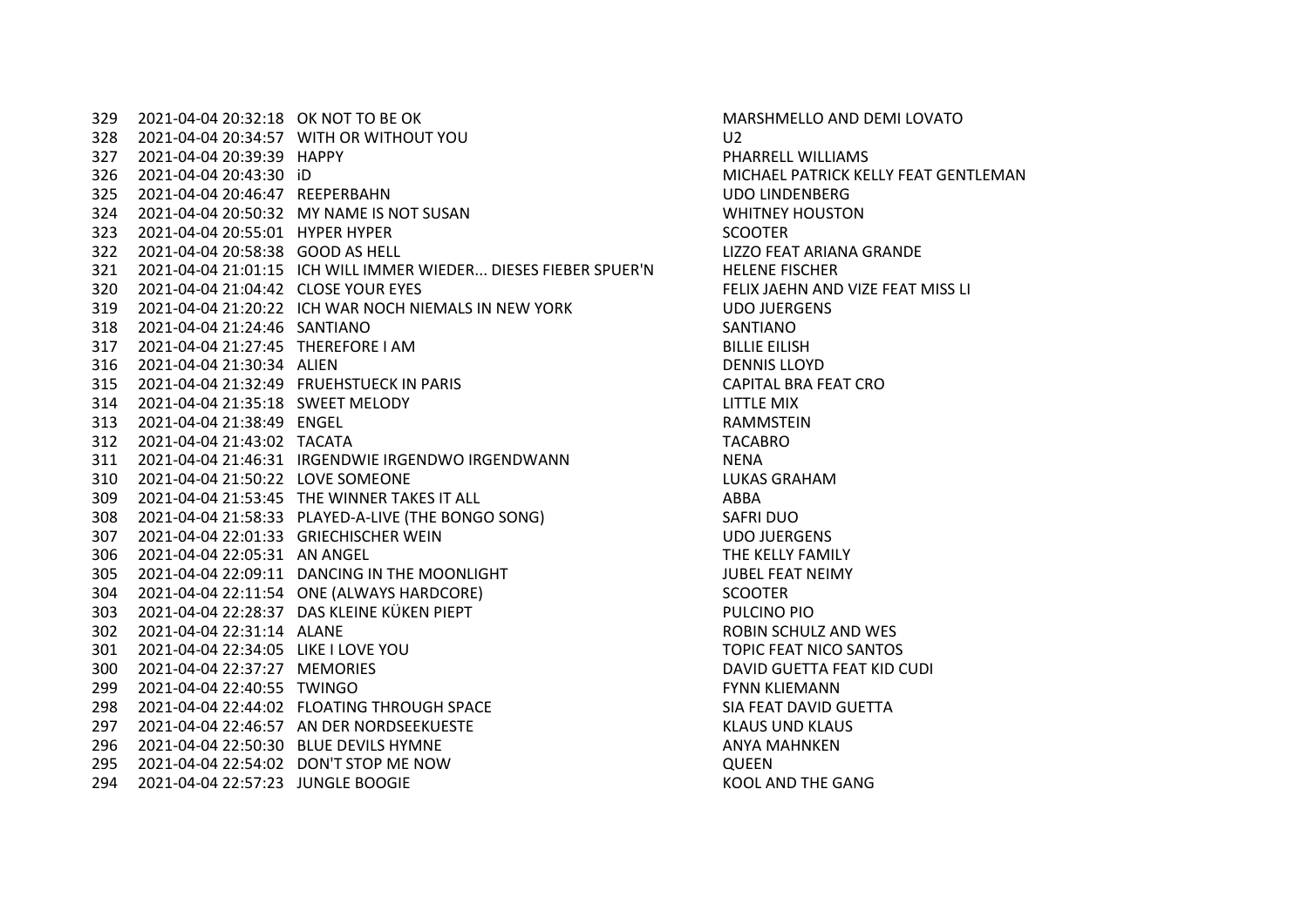| | | | |
|---|---|---|---|
| 329 | 2021-04-04 20:32:18 | OK NOT TO BE OK | MARSHMELLO AND DEMI LOVATO |
| 328 | 2021-04-04 20:34:57 | WITH OR WITHOUT YOU | U2 |
| 327 | 2021-04-04 20:39:39 | HAPPY | PHARRELL WILLIAMS |
| 326 | 2021-04-04 20:43:30 | iD | MICHAEL PATRICK KELLY FEAT GENTLEMAN |
| 325 | 2021-04-04 20:46:47 | REEPERBAHN | UDO LINDENBERG |
| 324 | 2021-04-04 20:50:32 | MY NAME IS NOT SUSAN | WHITNEY HOUSTON |
| 323 | 2021-04-04 20:55:01 | HYPER HYPER | SCOOTER |
| 322 | 2021-04-04 20:58:38 | GOOD AS HELL | LIZZO FEAT ARIANA GRANDE |
| 321 | 2021-04-04 21:01:15 | ICH WILL IMMER WIEDER... DIESES FIEBER SPUER'N | HELENE FISCHER |
| 320 | 2021-04-04 21:04:42 | CLOSE YOUR EYES | FELIX JAEHN AND VIZE FEAT MISS LI |
| 319 | 2021-04-04 21:20:22 | ICH WAR NOCH NIEMALS IN NEW YORK | UDO JUERGENS |
| 318 | 2021-04-04 21:24:46 | SANTIANO | SANTIANO |
| 317 | 2021-04-04 21:27:45 | THEREFORE I AM | BILLIE EILISH |
| 316 | 2021-04-04 21:30:34 | ALIEN | DENNIS LLOYD |
| 315 | 2021-04-04 21:32:49 | FRUEHSTUECK IN PARIS | CAPITAL BRA FEAT CRO |
| 314 | 2021-04-04 21:35:18 | SWEET MELODY | LITTLE MIX |
| 313 | 2021-04-04 21:38:49 | ENGEL | RAMMSTEIN |
| 312 | 2021-04-04 21:43:02 | TACATA | TACABRO |
| 311 | 2021-04-04 21:46:31 | IRGENDWIE IRGENDWO IRGENDWANN | NENA |
| 310 | 2021-04-04 21:50:22 | LOVE SOMEONE | LUKAS GRAHAM |
| 309 | 2021-04-04 21:53:45 | THE WINNER TAKES IT ALL | ABBA |
| 308 | 2021-04-04 21:58:33 | PLAYED-A-LIVE (THE BONGO SONG) | SAFRI DUO |
| 307 | 2021-04-04 22:01:33 | GRIECHISCHER WEIN | UDO JUERGENS |
| 306 | 2021-04-04 22:05:31 | AN ANGEL | THE KELLY FAMILY |
| 305 | 2021-04-04 22:09:11 | DANCING IN THE MOONLIGHT | JUBEL FEAT NEIMY |
| 304 | 2021-04-04 22:11:54 | ONE (ALWAYS HARDCORE) | SCOOTER |
| 303 | 2021-04-04 22:28:37 | DAS KLEINE KÜKEN PIEPT | PULCINO PIO |
| 302 | 2021-04-04 22:31:14 | ALANE | ROBIN SCHULZ AND WES |
| 301 | 2021-04-04 22:34:05 | LIKE I LOVE YOU | TOPIC FEAT NICO SANTOS |
| 300 | 2021-04-04 22:37:27 | MEMORIES | DAVID GUETTA FEAT KID CUDI |
| 299 | 2021-04-04 22:40:55 | TWINGO | FYNN KLIEMANN |
| 298 | 2021-04-04 22:44:02 | FLOATING THROUGH SPACE | SIA FEAT DAVID GUETTA |
| 297 | 2021-04-04 22:46:57 | AN DER NORDSEEKUESTE | KLAUS UND KLAUS |
| 296 | 2021-04-04 22:50:30 | BLUE DEVILS HYMNE | ANYA MAHNKEN |
| 295 | 2021-04-04 22:54:02 | DON'T STOP ME NOW | QUEEN |
| 294 | 2021-04-04 22:57:23 | JUNGLE BOOGIE | KOOL AND THE GANG |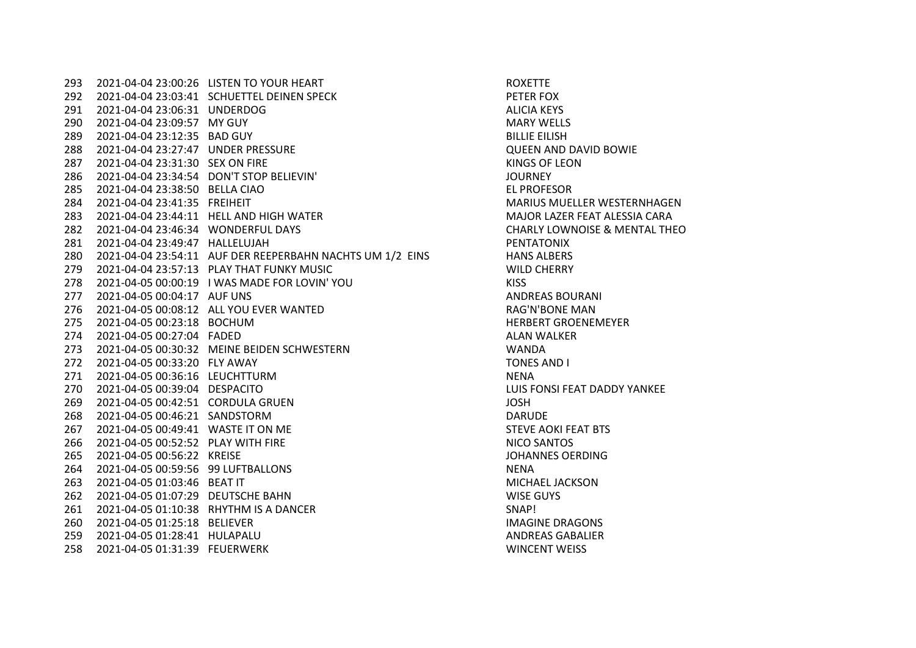| | | | |
|---|---|---|---|
| 293 | 2021-04-04 23:00:26 | LISTEN TO YOUR HEART | ROXETTE |
| 292 | 2021-04-04 23:03:41 | SCHUETTEL DEINEN SPECK | PETER FOX |
| 291 | 2021-04-04 23:06:31 | UNDERDOG | ALICIA KEYS |
| 290 | 2021-04-04 23:09:57 | MY GUY | MARY WELLS |
| 289 | 2021-04-04 23:12:35 | BAD GUY | BILLIE EILISH |
| 288 | 2021-04-04 23:27:47 | UNDER PRESSURE | QUEEN AND DAVID BOWIE |
| 287 | 2021-04-04 23:31:30 | SEX ON FIRE | KINGS OF LEON |
| 286 | 2021-04-04 23:34:54 | DON'T STOP BELIEVIN' | JOURNEY |
| 285 | 2021-04-04 23:38:50 | BELLA CIAO | EL PROFESOR |
| 284 | 2021-04-04 23:41:35 | FREIHEIT | MARIUS MUELLER WESTERNHAGEN |
| 283 | 2021-04-04 23:44:11 | HELL AND HIGH WATER | MAJOR LAZER FEAT ALESSIA CARA |
| 282 | 2021-04-04 23:46:34 | WONDERFUL DAYS | CHARLY LOWNOISE & MENTAL THEO |
| 281 | 2021-04-04 23:49:47 | HALLELUJAH | PENTATONIX |
| 280 | 2021-04-04 23:54:11 | AUF DER REEPERBAHN NACHTS UM 1/2 EINS | HANS ALBERS |
| 279 | 2021-04-04 23:57:13 | PLAY THAT FUNKY MUSIC | WILD CHERRY |
| 278 | 2021-04-05 00:00:19 | I WAS MADE FOR LOVIN' YOU | KISS |
| 277 | 2021-04-05 00:04:17 | AUF UNS | ANDREAS BOURANI |
| 276 | 2021-04-05 00:08:12 | ALL YOU EVER WANTED | RAG'N'BONE MAN |
| 275 | 2021-04-05 00:23:18 | BOCHUM | HERBERT GROENEMEYER |
| 274 | 2021-04-05 00:27:04 | FADED | ALAN WALKER |
| 273 | 2021-04-05 00:30:32 | MEINE BEIDEN SCHWESTERN | WANDA |
| 272 | 2021-04-05 00:33:20 | FLY AWAY | TONES AND I |
| 271 | 2021-04-05 00:36:16 | LEUCHTTURM | NENA |
| 270 | 2021-04-05 00:39:04 | DESPACITO | LUIS FONSI FEAT DADDY YANKEE |
| 269 | 2021-04-05 00:42:51 | CORDULA GRUEN | JOSH |
| 268 | 2021-04-05 00:46:21 | SANDSTORM | DARUDE |
| 267 | 2021-04-05 00:49:41 | WASTE IT ON ME | STEVE AOKI FEAT BTS |
| 266 | 2021-04-05 00:52:52 | PLAY WITH FIRE | NICO SANTOS |
| 265 | 2021-04-05 00:56:22 | KREISE | JOHANNES OERDING |
| 264 | 2021-04-05 00:59:56 | 99 LUFTBALLONS | NENA |
| 263 | 2021-04-05 01:03:46 | BEAT IT | MICHAEL JACKSON |
| 262 | 2021-04-05 01:07:29 | DEUTSCHE BAHN | WISE GUYS |
| 261 | 2021-04-05 01:10:38 | RHYTHM IS A DANCER | SNAP! |
| 260 | 2021-04-05 01:25:18 | BELIEVER | IMAGINE DRAGONS |
| 259 | 2021-04-05 01:28:41 | HULAPALU | ANDREAS GABALIER |
| 258 | 2021-04-05 01:31:39 | FEUERWERK | WINCENT WEISS |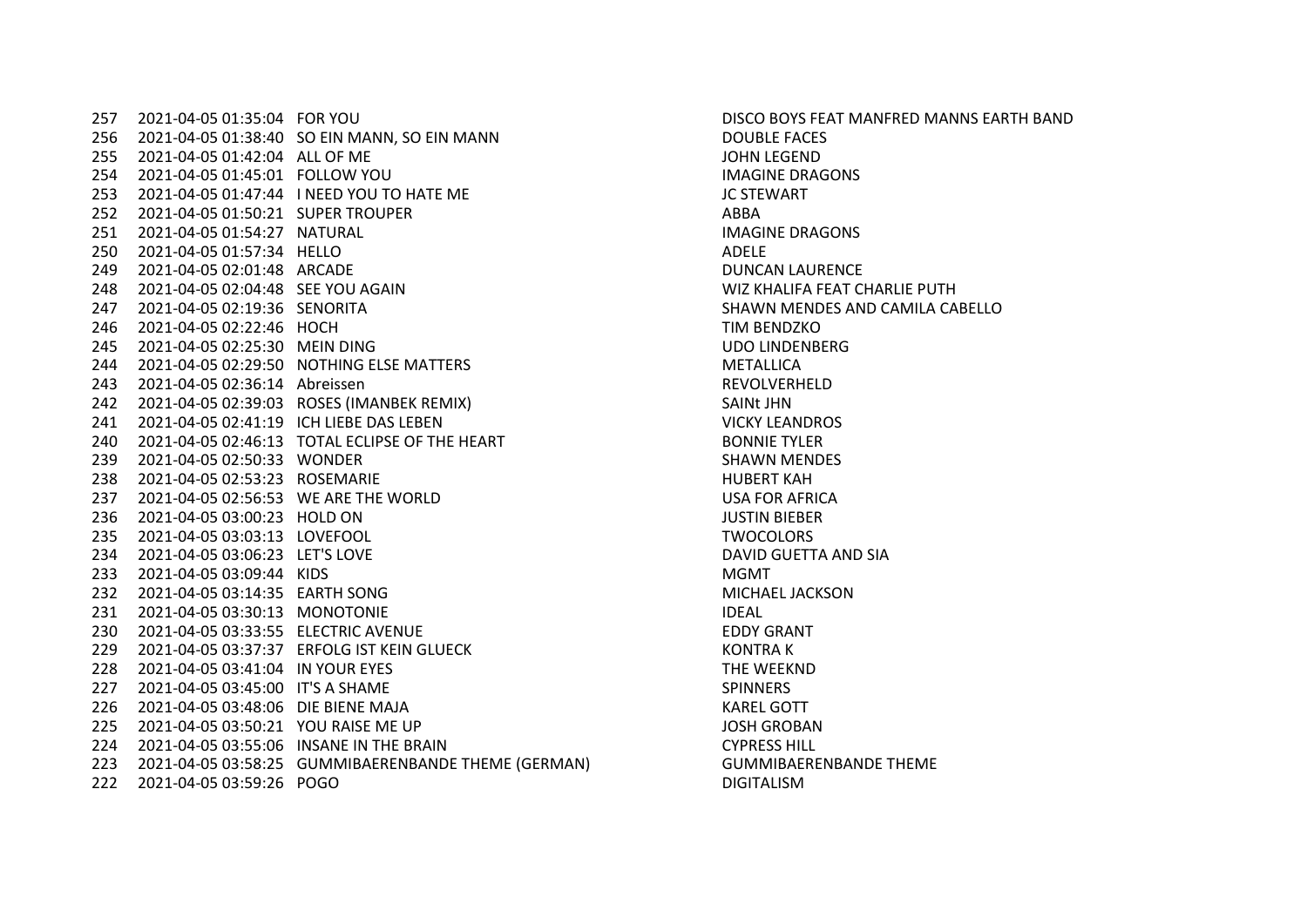| | | | |
|---|---|---|---|
| 257 | 2021-04-05 01:35:04 | FOR YOU | DISCO BOYS FEAT MANFRED MANNS EARTH BAND |
| 256 | 2021-04-05 01:38:40 | SO EIN MANN, SO EIN MANN | DOUBLE FACES |
| 255 | 2021-04-05 01:42:04 | ALL OF ME | JOHN LEGEND |
| 254 | 2021-04-05 01:45:01 | FOLLOW YOU | IMAGINE DRAGONS |
| 253 | 2021-04-05 01:47:44 | I NEED YOU TO HATE ME | JC STEWART |
| 252 | 2021-04-05 01:50:21 | SUPER TROUPER | ABBA |
| 251 | 2021-04-05 01:54:27 | NATURAL | IMAGINE DRAGONS |
| 250 | 2021-04-05 01:57:34 | HELLO | ADELE |
| 249 | 2021-04-05 02:01:48 | ARCADE | DUNCAN LAURENCE |
| 248 | 2021-04-05 02:04:48 | SEE YOU AGAIN | WIZ KHALIFA FEAT CHARLIE PUTH |
| 247 | 2021-04-05 02:19:36 | SENORITA | SHAWN MENDES AND CAMILA CABELLO |
| 246 | 2021-04-05 02:22:46 | HOCH | TIM BENDZKO |
| 245 | 2021-04-05 02:25:30 | MEIN DING | UDO LINDENBERG |
| 244 | 2021-04-05 02:29:50 | NOTHING ELSE MATTERS | METALLICA |
| 243 | 2021-04-05 02:36:14 | Abreissen | REVOLVERHELD |
| 242 | 2021-04-05 02:39:03 | ROSES (IMANBEK REMIX) | SAINt JHN |
| 241 | 2021-04-05 02:41:19 | ICH LIEBE DAS LEBEN | VICKY LEANDROS |
| 240 | 2021-04-05 02:46:13 | TOTAL ECLIPSE OF THE HEART | BONNIE TYLER |
| 239 | 2021-04-05 02:50:33 | WONDER | SHAWN MENDES |
| 238 | 2021-04-05 02:53:23 | ROSEMARIE | HUBERT KAH |
| 237 | 2021-04-05 02:56:53 | WE ARE THE WORLD | USA FOR AFRICA |
| 236 | 2021-04-05 03:00:23 | HOLD ON | JUSTIN BIEBER |
| 235 | 2021-04-05 03:03:13 | LOVEFOOL | TWOCOLORS |
| 234 | 2021-04-05 03:06:23 | LET'S LOVE | DAVID GUETTA AND SIA |
| 233 | 2021-04-05 03:09:44 | KIDS | MGMT |
| 232 | 2021-04-05 03:14:35 | EARTH SONG | MICHAEL JACKSON |
| 231 | 2021-04-05 03:30:13 | MONOTONIE | IDEAL |
| 230 | 2021-04-05 03:33:55 | ELECTRIC AVENUE | EDDY GRANT |
| 229 | 2021-04-05 03:37:37 | ERFOLG IST KEIN GLUECK | KONTRA K |
| 228 | 2021-04-05 03:41:04 | IN YOUR EYES | THE WEEKND |
| 227 | 2021-04-05 03:45:00 | IT'S A SHAME | SPINNERS |
| 226 | 2021-04-05 03:48:06 | DIE BIENE MAJA | KAREL GOTT |
| 225 | 2021-04-05 03:50:21 | YOU RAISE ME UP | JOSH GROBAN |
| 224 | 2021-04-05 03:55:06 | INSANE IN THE BRAIN | CYPRESS HILL |
| 223 | 2021-04-05 03:58:25 | GUMMIBAERENBANDE THEME (GERMAN) | GUMMIBAERENBANDE THEME |
| 222 | 2021-04-05 03:59:26 | POGO | DIGITALISM |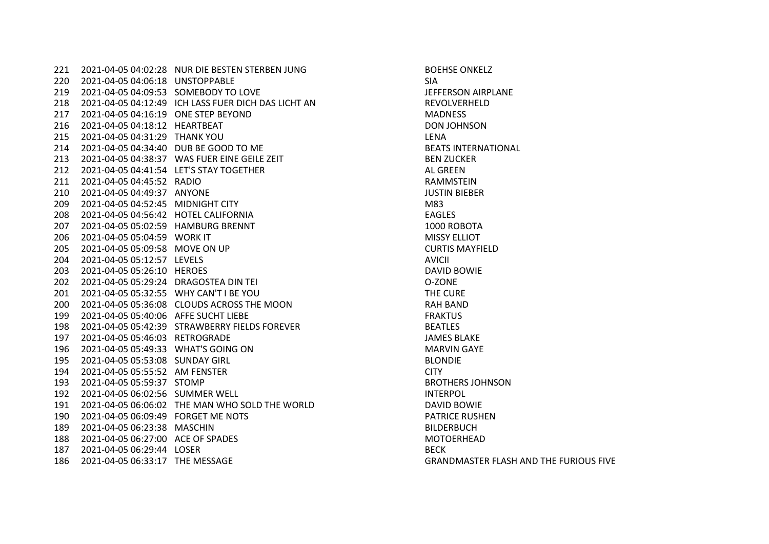| | | | |
|---|---|---|---|
| 221 | 2021-04-05 04:02:28 | NUR DIE BESTEN STERBEN JUNG | BOEHSE ONKELZ |
| 220 | 2021-04-05 04:06:18 | UNSTOPPABLE | SIA |
| 219 | 2021-04-05 04:09:53 | SOMEBODY TO LOVE | JEFFERSON AIRPLANE |
| 218 | 2021-04-05 04:12:49 | ICH LASS FUER DICH DAS LICHT AN | REVOLVERHELD |
| 217 | 2021-04-05 04:16:19 | ONE STEP BEYOND | MADNESS |
| 216 | 2021-04-05 04:18:12 | HEARTBEAT | DON JOHNSON |
| 215 | 2021-04-05 04:31:29 | THANK YOU | LENA |
| 214 | 2021-04-05 04:34:40 | DUB BE GOOD TO ME | BEATS INTERNATIONAL |
| 213 | 2021-04-05 04:38:37 | WAS FUER EINE GEILE ZEIT | BEN ZUCKER |
| 212 | 2021-04-05 04:41:54 | LET'S STAY TOGETHER | AL GREEN |
| 211 | 2021-04-05 04:45:52 | RADIO | RAMMSTEIN |
| 210 | 2021-04-05 04:49:37 | ANYONE | JUSTIN BIEBER |
| 209 | 2021-04-05 04:52:45 | MIDNIGHT CITY | M83 |
| 208 | 2021-04-05 04:56:42 | HOTEL CALIFORNIA | EAGLES |
| 207 | 2021-04-05 05:02:59 | HAMBURG BRENNT | 1000 ROBOTA |
| 206 | 2021-04-05 05:04:59 | WORK IT | MISSY ELLIOT |
| 205 | 2021-04-05 05:09:58 | MOVE ON UP | CURTIS MAYFIELD |
| 204 | 2021-04-05 05:12:57 | LEVELS | AVICII |
| 203 | 2021-04-05 05:26:10 | HEROES | DAVID BOWIE |
| 202 | 2021-04-05 05:29:24 | DRAGOSTEA DIN TEI | O-ZONE |
| 201 | 2021-04-05 05:32:55 | WHY CAN'T I BE YOU | THE CURE |
| 200 | 2021-04-05 05:36:08 | CLOUDS ACROSS THE MOON | RAH BAND |
| 199 | 2021-04-05 05:40:06 | AFFE SUCHT LIEBE | FRAKTUS |
| 198 | 2021-04-05 05:42:39 | STRAWBERRY FIELDS FOREVER | BEATLES |
| 197 | 2021-04-05 05:46:03 | RETROGRADE | JAMES BLAKE |
| 196 | 2021-04-05 05:49:33 | WHAT'S GOING ON | MARVIN GAYE |
| 195 | 2021-04-05 05:53:08 | SUNDAY GIRL | BLONDIE |
| 194 | 2021-04-05 05:55:52 | AM FENSTER | CITY |
| 193 | 2021-04-05 05:59:37 | STOMP | BROTHERS JOHNSON |
| 192 | 2021-04-05 06:02:56 | SUMMER WELL | INTERPOL |
| 191 | 2021-04-05 06:06:02 | THE MAN WHO SOLD THE WORLD | DAVID BOWIE |
| 190 | 2021-04-05 06:09:49 | FORGET ME NOTS | PATRICE RUSHEN |
| 189 | 2021-04-05 06:23:38 | MASCHIN | BILDERBUCH |
| 188 | 2021-04-05 06:27:00 | ACE OF SPADES | MOTOERHEAD |
| 187 | 2021-04-05 06:29:44 | LOSER | BECK |
| 186 | 2021-04-05 06:33:17 | THE MESSAGE | GRANDMASTER FLASH AND THE FURIOUS FIVE |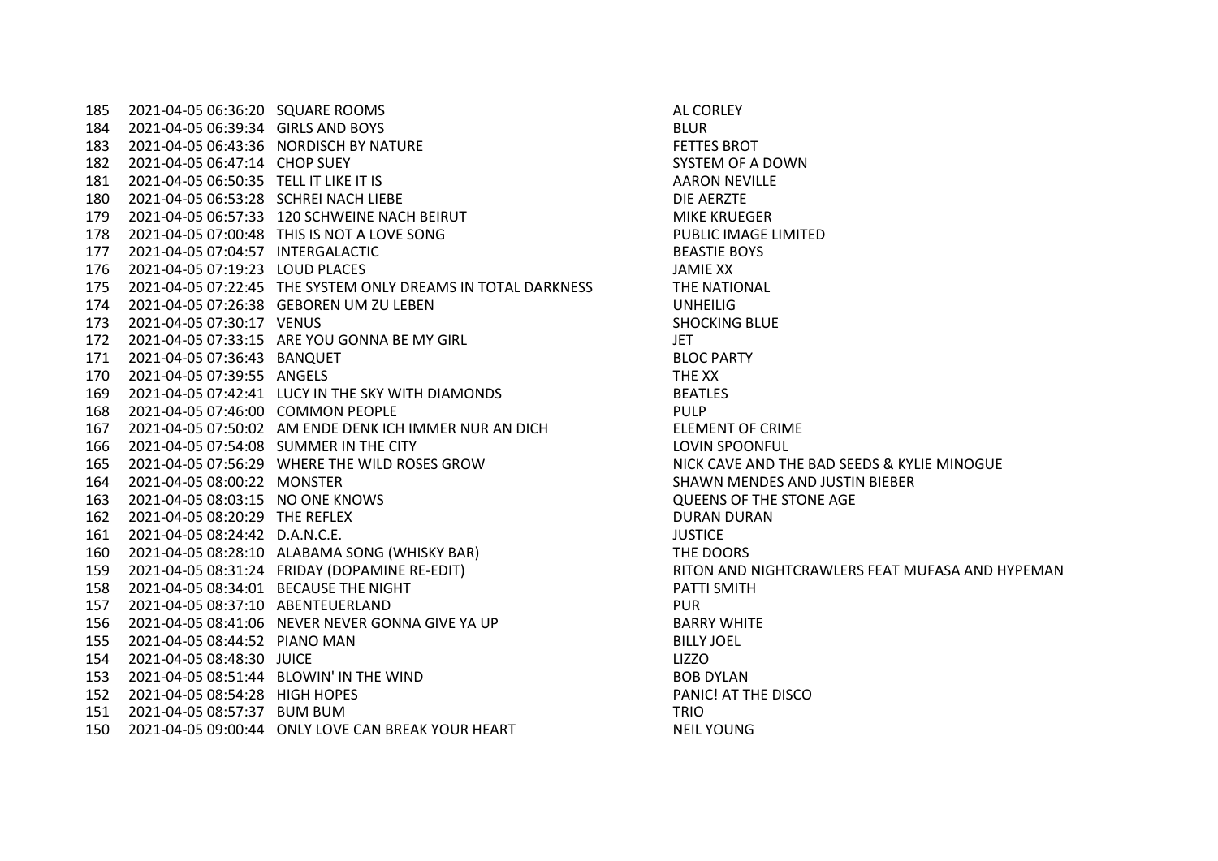| | | | |
|---|---|---|---|
| 185 | 2021-04-05 06:36:20 | SQUARE ROOMS | AL CORLEY |
| 184 | 2021-04-05 06:39:34 | GIRLS AND BOYS | BLUR |
| 183 | 2021-04-05 06:43:36 | NORDISCH BY NATURE | FETTES BROT |
| 182 | 2021-04-05 06:47:14 | CHOP SUEY | SYSTEM OF A DOWN |
| 181 | 2021-04-05 06:50:35 | TELL IT LIKE IT IS | AARON NEVILLE |
| 180 | 2021-04-05 06:53:28 | SCHREI NACH LIEBE | DIE AERZTE |
| 179 | 2021-04-05 06:57:33 | 120 SCHWEINE NACH BEIRUT | MIKE KRUEGER |
| 178 | 2021-04-05 07:00:48 | THIS IS NOT A LOVE SONG | PUBLIC IMAGE LIMITED |
| 177 | 2021-04-05 07:04:57 | INTERGALACTIC | BEASTIE BOYS |
| 176 | 2021-04-05 07:19:23 | LOUD PLACES | JAMIE XX |
| 175 | 2021-04-05 07:22:45 | THE SYSTEM ONLY DREAMS IN TOTAL DARKNESS | THE NATIONAL |
| 174 | 2021-04-05 07:26:38 | GEBOREN UM ZU LEBEN | UNHEILIG |
| 173 | 2021-04-05 07:30:17 | VENUS | SHOCKING BLUE |
| 172 | 2021-04-05 07:33:15 | ARE YOU GONNA BE MY GIRL | JET |
| 171 | 2021-04-05 07:36:43 | BANQUET | BLOC PARTY |
| 170 | 2021-04-05 07:39:55 | ANGELS | THE XX |
| 169 | 2021-04-05 07:42:41 | LUCY IN THE SKY WITH DIAMONDS | BEATLES |
| 168 | 2021-04-05 07:46:00 | COMMON PEOPLE | PULP |
| 167 | 2021-04-05 07:50:02 | AM ENDE DENK ICH IMMER NUR AN DICH | ELEMENT OF CRIME |
| 166 | 2021-04-05 07:54:08 | SUMMER IN THE CITY | LOVIN SPOONFUL |
| 165 | 2021-04-05 07:56:29 | WHERE THE WILD ROSES GROW | NICK CAVE AND THE BAD SEEDS & KYLIE MINOGUE |
| 164 | 2021-04-05 08:00:22 | MONSTER | SHAWN MENDES AND JUSTIN BIEBER |
| 163 | 2021-04-05 08:03:15 | NO ONE KNOWS | QUEENS OF THE STONE AGE |
| 162 | 2021-04-05 08:20:29 | THE REFLEX | DURAN DURAN |
| 161 | 2021-04-05 08:24:42 | D.A.N.C.E. | JUSTICE |
| 160 | 2021-04-05 08:28:10 | ALABAMA SONG (WHISKY BAR) | THE DOORS |
| 159 | 2021-04-05 08:31:24 | FRIDAY (DOPAMINE RE-EDIT) | RITON AND NIGHTCRAWLERS FEAT MUFASA AND HYPEMAN |
| 158 | 2021-04-05 08:34:01 | BECAUSE THE NIGHT | PATTI SMITH |
| 157 | 2021-04-05 08:37:10 | ABENTEUERLAND | PUR |
| 156 | 2021-04-05 08:41:06 | NEVER NEVER GONNA GIVE YA UP | BARRY WHITE |
| 155 | 2021-04-05 08:44:52 | PIANO MAN | BILLY JOEL |
| 154 | 2021-04-05 08:48:30 | JUICE | LIZZO |
| 153 | 2021-04-05 08:51:44 | BLOWIN' IN THE WIND | BOB DYLAN |
| 152 | 2021-04-05 08:54:28 | HIGH HOPES | PANIC! AT THE DISCO |
| 151 | 2021-04-05 08:57:37 | BUM BUM | TRIO |
| 150 | 2021-04-05 09:00:44 | ONLY LOVE CAN BREAK YOUR HEART | NEIL YOUNG |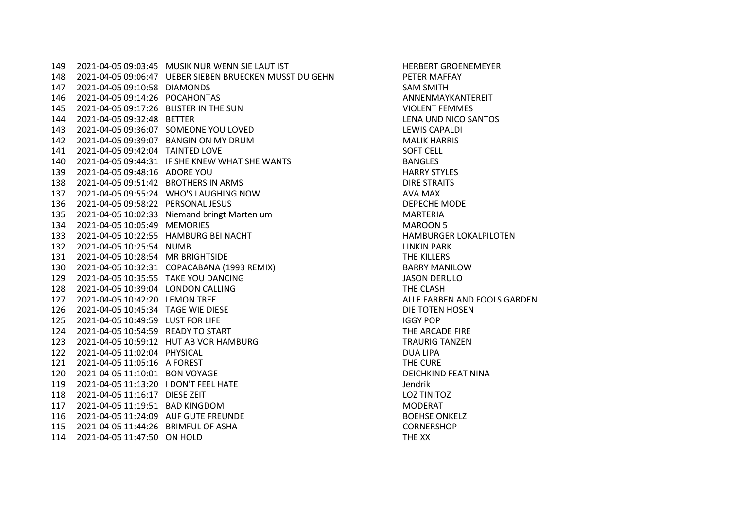| | | | |
|---|---|---|---|
| 149 | 2021-04-05 09:03:45 | MUSIK NUR WENN SIE LAUT IST | HERBERT GROENEMEYER |
| 148 | 2021-04-05 09:06:47 | UEBER SIEBEN BRUECKEN MUSST DU GEHN | PETER MAFFAY |
| 147 | 2021-04-05 09:10:58 | DIAMONDS | SAM SMITH |
| 146 | 2021-04-05 09:14:26 | POCAHONTAS | ANNENMAYKANTEREIT |
| 145 | 2021-04-05 09:17:26 | BLISTER IN THE SUN | VIOLENT FEMMES |
| 144 | 2021-04-05 09:32:48 | BETTER | LENA UND NICO SANTOS |
| 143 | 2021-04-05 09:36:07 | SOMEONE YOU LOVED | LEWIS CAPALDI |
| 142 | 2021-04-05 09:39:07 | BANGIN ON MY DRUM | MALIK HARRIS |
| 141 | 2021-04-05 09:42:04 | TAINTED LOVE | SOFT CELL |
| 140 | 2021-04-05 09:44:31 | IF SHE KNEW WHAT SHE WANTS | BANGLES |
| 139 | 2021-04-05 09:48:16 | ADORE YOU | HARRY STYLES |
| 138 | 2021-04-05 09:51:42 | BROTHERS IN ARMS | DIRE STRAITS |
| 137 | 2021-04-05 09:55:24 | WHO'S LAUGHING NOW | AVA MAX |
| 136 | 2021-04-05 09:58:22 | PERSONAL JESUS | DEPECHE MODE |
| 135 | 2021-04-05 10:02:33 | Niemand bringt Marten um | MARTERIA |
| 134 | 2021-04-05 10:05:49 | MEMORIES | MAROON 5 |
| 133 | 2021-04-05 10:22:55 | HAMBURG BEI NACHT | HAMBURGER LOKALPILOTEN |
| 132 | 2021-04-05 10:25:54 | NUMB | LINKIN PARK |
| 131 | 2021-04-05 10:28:54 | MR BRIGHTSIDE | THE KILLERS |
| 130 | 2021-04-05 10:32:31 | COPACABANA (1993 REMIX) | BARRY MANILOW |
| 129 | 2021-04-05 10:35:55 | TAKE YOU DANCING | JASON DERULO |
| 128 | 2021-04-05 10:39:04 | LONDON CALLING | THE CLASH |
| 127 | 2021-04-05 10:42:20 | LEMON TREE | ALLE FARBEN AND FOOLS GARDEN |
| 126 | 2021-04-05 10:45:34 | TAGE WIE DIESE | DIE TOTEN HOSEN |
| 125 | 2021-04-05 10:49:59 | LUST FOR LIFE | IGGY POP |
| 124 | 2021-04-05 10:54:59 | READY TO START | THE ARCADE FIRE |
| 123 | 2021-04-05 10:59:12 | HUT AB VOR HAMBURG | TRAURIG TANZEN |
| 122 | 2021-04-05 11:02:04 | PHYSICAL | DUA LIPA |
| 121 | 2021-04-05 11:05:16 | A FOREST | THE CURE |
| 120 | 2021-04-05 11:10:01 | BON VOYAGE | DEICHKIND FEAT NINA |
| 119 | 2021-04-05 11:13:20 | I DON'T FEEL HATE | Jendrik |
| 118 | 2021-04-05 11:16:17 | DIESE ZEIT | LOZ TINITOZ |
| 117 | 2021-04-05 11:19:51 | BAD KINGDOM | MODERAT |
| 116 | 2021-04-05 11:24:09 | AUF GUTE FREUNDE | BOEHSE ONKELZ |
| 115 | 2021-04-05 11:44:26 | BRIMFUL OF ASHA | CORNERSHOP |
| 114 | 2021-04-05 11:47:50 | ON HOLD | THE XX |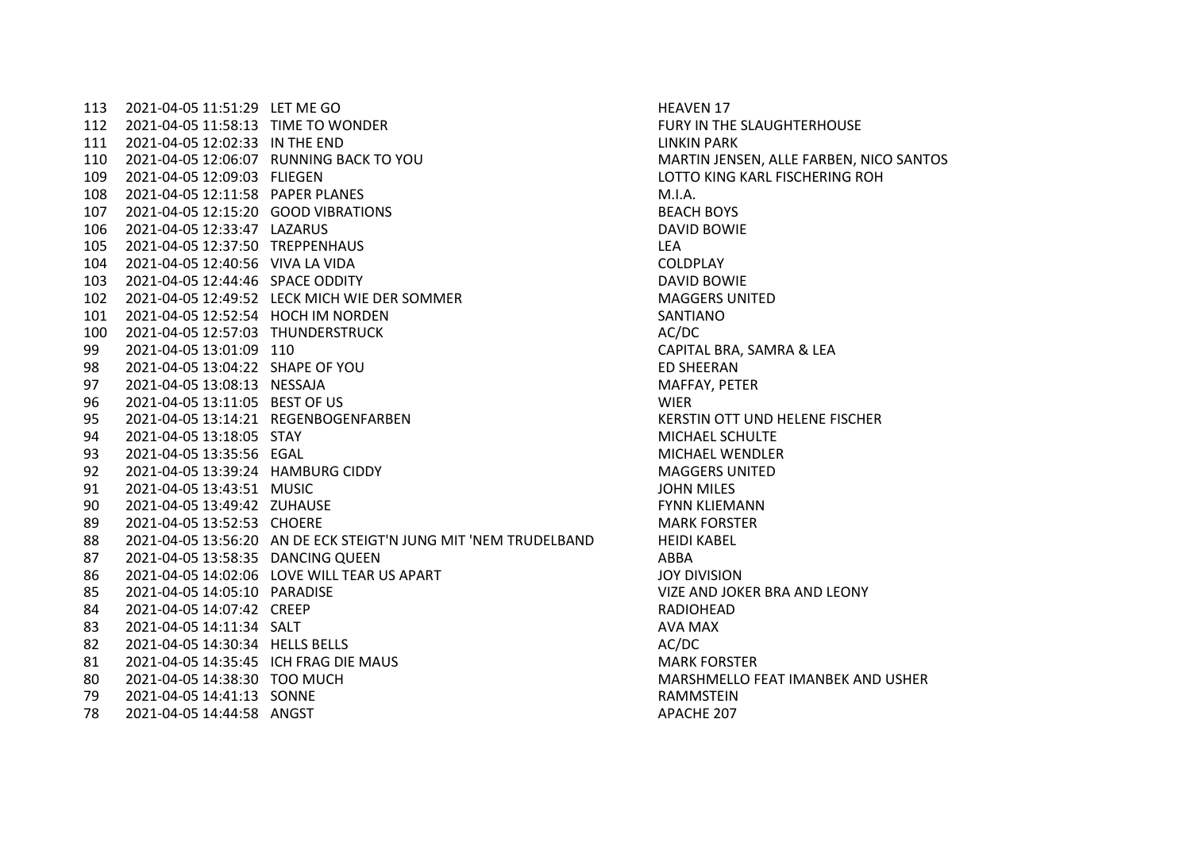| | | | |
|---|---|---|---|
| 113 | 2021-04-05 11:51:29 | LET ME GO | HEAVEN 17 |
| 112 | 2021-04-05 11:58:13 | TIME TO WONDER | FURY IN THE SLAUGHTERHOUSE |
| 111 | 2021-04-05 12:02:33 | IN THE END | LINKIN PARK |
| 110 | 2021-04-05 12:06:07 | RUNNING BACK TO YOU | MARTIN JENSEN, ALLE FARBEN, NICO SANTOS |
| 109 | 2021-04-05 12:09:03 | FLIEGEN | LOTTO KING KARL FISCHERING ROH |
| 108 | 2021-04-05 12:11:58 | PAPER PLANES | M.I.A. |
| 107 | 2021-04-05 12:15:20 | GOOD VIBRATIONS | BEACH BOYS |
| 106 | 2021-04-05 12:33:47 | LAZARUS | DAVID BOWIE |
| 105 | 2021-04-05 12:37:50 | TREPPENHAUS | LEA |
| 104 | 2021-04-05 12:40:56 | VIVA LA VIDA | COLDPLAY |
| 103 | 2021-04-05 12:44:46 | SPACE ODDITY | DAVID BOWIE |
| 102 | 2021-04-05 12:49:52 | LECK MICH WIE DER SOMMER | MAGGERS UNITED |
| 101 | 2021-04-05 12:52:54 | HOCH IM NORDEN | SANTIANO |
| 100 | 2021-04-05 12:57:03 | THUNDERSTRUCK | AC/DC |
| 99 | 2021-04-05 13:01:09 | 110 | CAPITAL BRA, SAMRA & LEA |
| 98 | 2021-04-05 13:04:22 | SHAPE OF YOU | ED SHEERAN |
| 97 | 2021-04-05 13:08:13 | NESSAJA | MAFFAY, PETER |
| 96 | 2021-04-05 13:11:05 | BEST OF US | WIER |
| 95 | 2021-04-05 13:14:21 | REGENBOGENFARBEN | KERSTIN OTT UND HELENE FISCHER |
| 94 | 2021-04-05 13:18:05 | STAY | MICHAEL SCHULTE |
| 93 | 2021-04-05 13:35:56 | EGAL | MICHAEL WENDLER |
| 92 | 2021-04-05 13:39:24 | HAMBURG CIDDY | MAGGERS UNITED |
| 91 | 2021-04-05 13:43:51 | MUSIC | JOHN MILES |
| 90 | 2021-04-05 13:49:42 | ZUHAUSE | FYNN KLIEMANN |
| 89 | 2021-04-05 13:52:53 | CHOERE | MARK FORSTER |
| 88 | 2021-04-05 13:56:20 | AN DE ECK STEIGT'N JUNG MIT 'NEM TRUDELBAND | HEIDI KABEL |
| 87 | 2021-04-05 13:58:35 | DANCING QUEEN | ABBA |
| 86 | 2021-04-05 14:02:06 | LOVE WILL TEAR US APART | JOY DIVISION |
| 85 | 2021-04-05 14:05:10 | PARADISE | VIZE AND JOKER BRA AND LEONY |
| 84 | 2021-04-05 14:07:42 | CREEP | RADIOHEAD |
| 83 | 2021-04-05 14:11:34 | SALT | AVA MAX |
| 82 | 2021-04-05 14:30:34 | HELLS BELLS | AC/DC |
| 81 | 2021-04-05 14:35:45 | ICH FRAG DIE MAUS | MARK FORSTER |
| 80 | 2021-04-05 14:38:30 | TOO MUCH | MARSHMELLO FEAT IMANBEK AND USHER |
| 79 | 2021-04-05 14:41:13 | SONNE | RAMMSTEIN |
| 78 | 2021-04-05 14:44:58 | ANGST | APACHE 207 |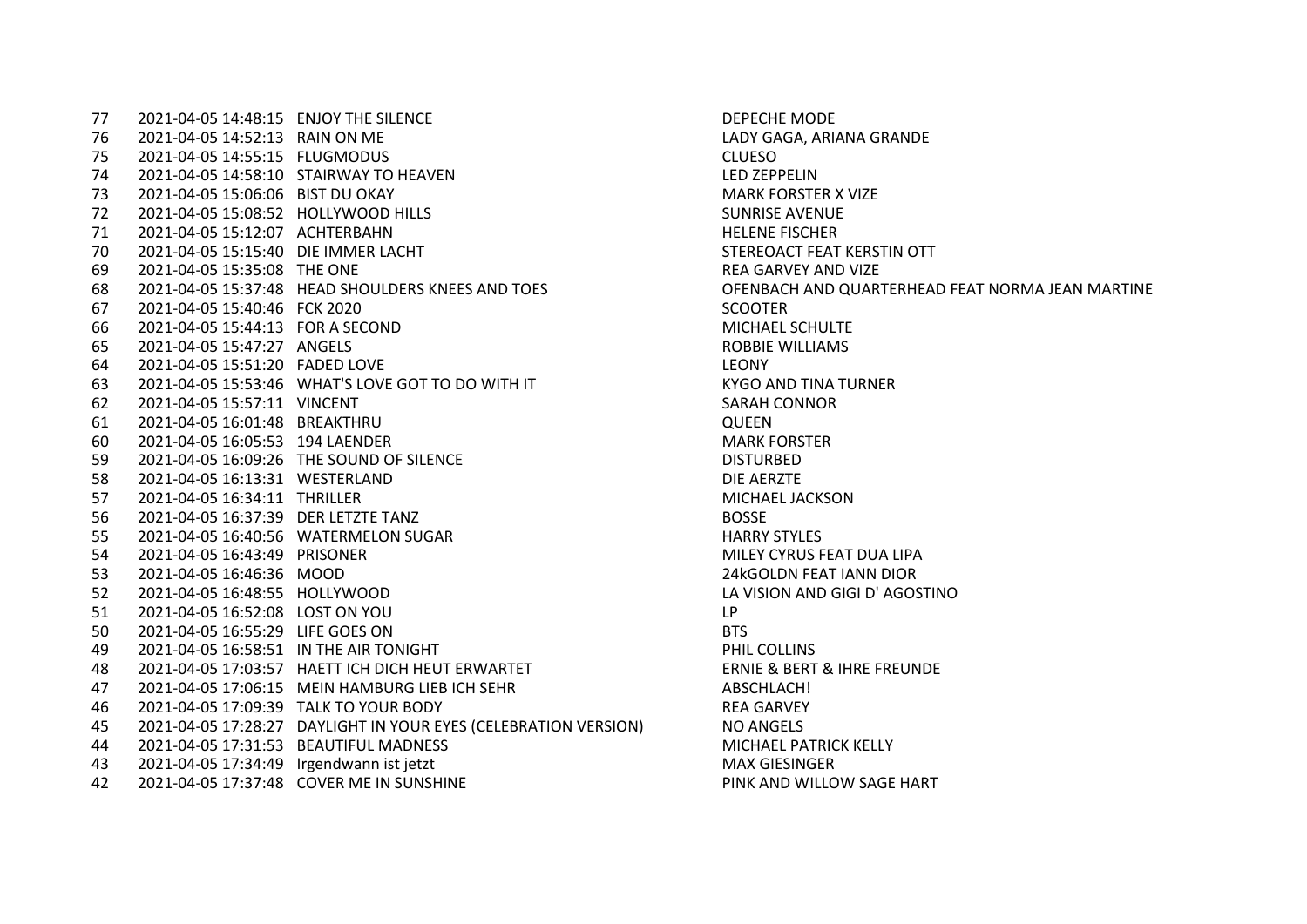| | | | |
|---|---|---|---|
| 77 | 2021-04-05 14:48:15 | ENJOY THE SILENCE | DEPECHE MODE |
| 76 | 2021-04-05 14:52:13 | RAIN ON ME | LADY GAGA, ARIANA GRANDE |
| 75 | 2021-04-05 14:55:15 | FLUGMODUS | CLUESO |
| 74 | 2021-04-05 14:58:10 | STAIRWAY TO HEAVEN | LED ZEPPELIN |
| 73 | 2021-04-05 15:06:06 | BIST DU OKAY | MARK FORSTER X VIZE |
| 72 | 2021-04-05 15:08:52 | HOLLYWOOD HILLS | SUNRISE AVENUE |
| 71 | 2021-04-05 15:12:07 | ACHTERBAHN | HELENE FISCHER |
| 70 | 2021-04-05 15:15:40 | DIE IMMER LACHT | STEREOACT FEAT KERSTIN OTT |
| 69 | 2021-04-05 15:35:08 | THE ONE | REA GARVEY AND VIZE |
| 68 | 2021-04-05 15:37:48 | HEAD SHOULDERS KNEES AND TOES | OFENBACH AND QUARTERHEAD FEAT NORMA JEAN MARTINE |
| 67 | 2021-04-05 15:40:46 | FCK 2020 | SCOOTER |
| 66 | 2021-04-05 15:44:13 | FOR A SECOND | MICHAEL SCHULTE |
| 65 | 2021-04-05 15:47:27 | ANGELS | ROBBIE WILLIAMS |
| 64 | 2021-04-05 15:51:20 | FADED LOVE | LEONY |
| 63 | 2021-04-05 15:53:46 | WHAT'S LOVE GOT TO DO WITH IT | KYGO AND TINA TURNER |
| 62 | 2021-04-05 15:57:11 | VINCENT | SARAH CONNOR |
| 61 | 2021-04-05 16:01:48 | BREAKTHRU | QUEEN |
| 60 | 2021-04-05 16:05:53 | 194 LAENDER | MARK FORSTER |
| 59 | 2021-04-05 16:09:26 | THE SOUND OF SILENCE | DISTURBED |
| 58 | 2021-04-05 16:13:31 | WESTERLAND | DIE AERZTE |
| 57 | 2021-04-05 16:34:11 | THRILLER | MICHAEL JACKSON |
| 56 | 2021-04-05 16:37:39 | DER LETZTE TANZ | BOSSE |
| 55 | 2021-04-05 16:40:56 | WATERMELON SUGAR | HARRY STYLES |
| 54 | 2021-04-05 16:43:49 | PRISONER | MILEY CYRUS FEAT DUA LIPA |
| 53 | 2021-04-05 16:46:36 | MOOD | 24kGOLDN FEAT IANN DIOR |
| 52 | 2021-04-05 16:48:55 | HOLLYWOOD | LA VISION AND GIGI D' AGOSTINO |
| 51 | 2021-04-05 16:52:08 | LOST ON YOU | LP |
| 50 | 2021-04-05 16:55:29 | LIFE GOES ON | BTS |
| 49 | 2021-04-05 16:58:51 | IN THE AIR TONIGHT | PHIL COLLINS |
| 48 | 2021-04-05 17:03:57 | HAETT ICH DICH HEUT ERWARTET | ERNIE & BERT & IHRE FREUNDE |
| 47 | 2021-04-05 17:06:15 | MEIN HAMBURG LIEB ICH SEHR | ABSCHLACH! |
| 46 | 2021-04-05 17:09:39 | TALK TO YOUR BODY | REA GARVEY |
| 45 | 2021-04-05 17:28:27 | DAYLIGHT IN YOUR EYES (CELEBRATION VERSION) | NO ANGELS |
| 44 | 2021-04-05 17:31:53 | BEAUTIFUL MADNESS | MICHAEL PATRICK KELLY |
| 43 | 2021-04-05 17:34:49 | Irgendwann ist jetzt | MAX GIESINGER |
| 42 | 2021-04-05 17:37:48 | COVER ME IN SUNSHINE | PINK AND WILLOW SAGE HART |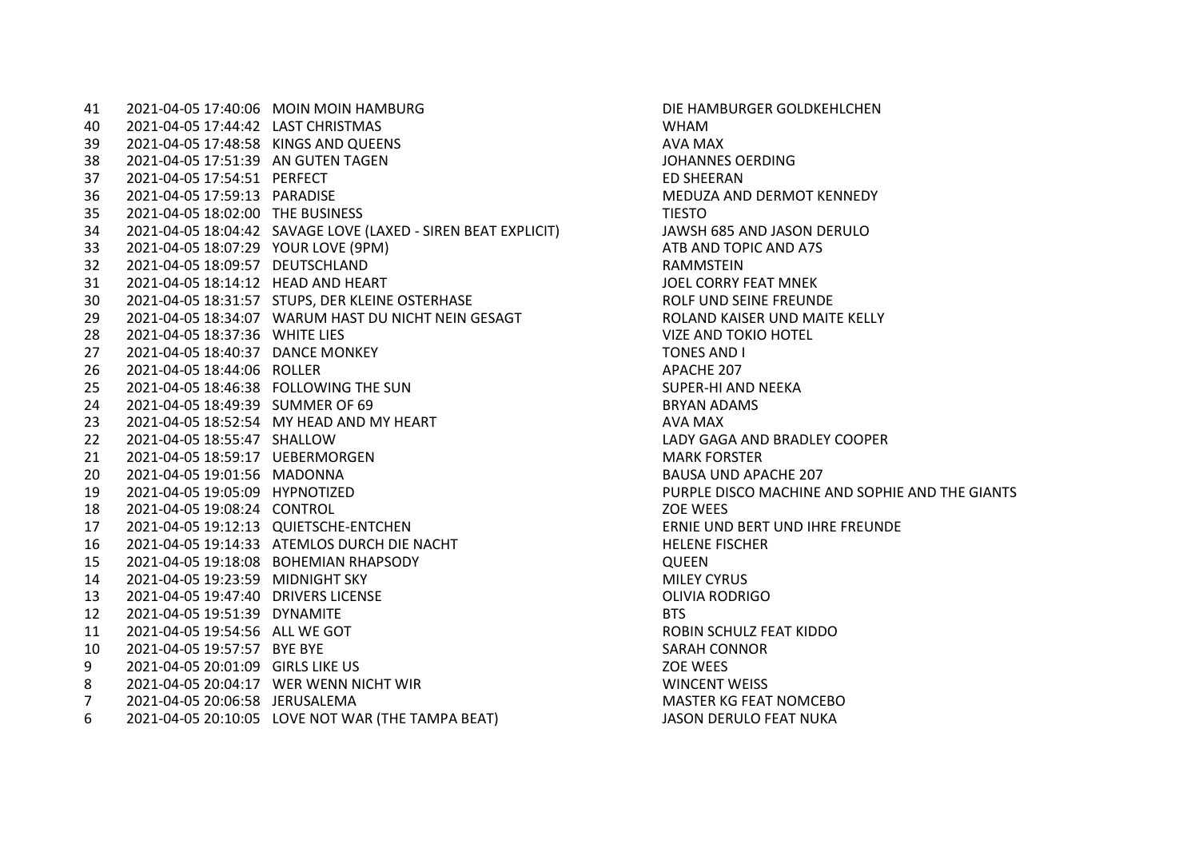| | | | |
|---|---|---|---|
| 41 | 2021-04-05 17:40:06 | MOIN MOIN HAMBURG | DIE HAMBURGER GOLDKEHLCHEN |
| 40 | 2021-04-05 17:44:42 | LAST CHRISTMAS | WHAM |
| 39 | 2021-04-05 17:48:58 | KINGS AND QUEENS | AVA MAX |
| 38 | 2021-04-05 17:51:39 | AN GUTEN TAGEN | JOHANNES OERDING |
| 37 | 2021-04-05 17:54:51 | PERFECT | ED SHEERAN |
| 36 | 2021-04-05 17:59:13 | PARADISE | MEDUZA AND DERMOT KENNEDY |
| 35 | 2021-04-05 18:02:00 | THE BUSINESS | TIESTO |
| 34 | 2021-04-05 18:04:42 | SAVAGE LOVE (LAXED - SIREN BEAT EXPLICIT) | JAWSH 685 AND JASON DERULO |
| 33 | 2021-04-05 18:07:29 | YOUR LOVE (9PM) | ATB AND TOPIC AND A7S |
| 32 | 2021-04-05 18:09:57 | DEUTSCHLAND | RAMMSTEIN |
| 31 | 2021-04-05 18:14:12 | HEAD AND HEART | JOEL CORRY FEAT MNEK |
| 30 | 2021-04-05 18:31:57 | STUPS, DER KLEINE OSTERHASE | ROLF UND SEINE FREUNDE |
| 29 | 2021-04-05 18:34:07 | WARUM HAST DU NICHT NEIN GESAGT | ROLAND KAISER UND MAITE KELLY |
| 28 | 2021-04-05 18:37:36 | WHITE LIES | VIZE AND TOKIO HOTEL |
| 27 | 2021-04-05 18:40:37 | DANCE MONKEY | TONES AND I |
| 26 | 2021-04-05 18:44:06 | ROLLER | APACHE 207 |
| 25 | 2021-04-05 18:46:38 | FOLLOWING THE SUN | SUPER-HI AND NEEKA |
| 24 | 2021-04-05 18:49:39 | SUMMER OF 69 | BRYAN ADAMS |
| 23 | 2021-04-05 18:52:54 | MY HEAD AND MY HEART | AVA MAX |
| 22 | 2021-04-05 18:55:47 | SHALLOW | LADY GAGA AND BRADLEY COOPER |
| 21 | 2021-04-05 18:59:17 | UEBERMORGEN | MARK FORSTER |
| 20 | 2021-04-05 19:01:56 | MADONNA | BAUSA UND APACHE 207 |
| 19 | 2021-04-05 19:05:09 | HYPNOTIZED | PURPLE DISCO MACHINE AND SOPHIE AND THE GIANTS |
| 18 | 2021-04-05 19:08:24 | CONTROL | ZOE WEES |
| 17 | 2021-04-05 19:12:13 | QUIETSCHE-ENTCHEN | ERNIE UND BERT UND IHRE FREUNDE |
| 16 | 2021-04-05 19:14:33 | ATEMLOS DURCH DIE NACHT | HELENE FISCHER |
| 15 | 2021-04-05 19:18:08 | BOHEMIAN RHAPSODY | QUEEN |
| 14 | 2021-04-05 19:23:59 | MIDNIGHT SKY | MILEY CYRUS |
| 13 | 2021-04-05 19:47:40 | DRIVERS LICENSE | OLIVIA RODRIGO |
| 12 | 2021-04-05 19:51:39 | DYNAMITE | BTS |
| 11 | 2021-04-05 19:54:56 | ALL WE GOT | ROBIN SCHULZ FEAT KIDDO |
| 10 | 2021-04-05 19:57:57 | BYE BYE | SARAH CONNOR |
| 9 | 2021-04-05 20:01:09 | GIRLS LIKE US | ZOE WEES |
| 8 | 2021-04-05 20:04:17 | WER WENN NICHT WIR | WINCENT WEISS |
| 7 | 2021-04-05 20:06:58 | JERUSALEMA | MASTER KG FEAT NOMCEBO |
| 6 | 2021-04-05 20:10:05 | LOVE NOT WAR (THE TAMPA BEAT) | JASON DERULO FEAT NUKA |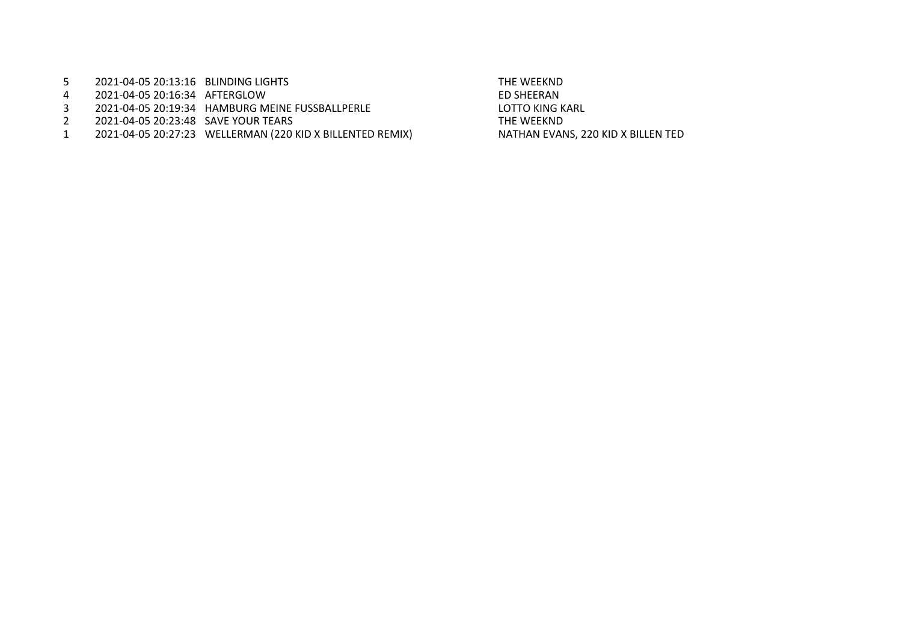| | | | |
|---|---|---|---|
| 5 | 2021-04-05 20:13:16 | BLINDING LIGHTS | THE WEEKND |
| 4 | 2021-04-05 20:16:34 | AFTERGLOW | ED SHEERAN |
| 3 | 2021-04-05 20:19:34 | HAMBURG MEINE FUSSBALLPERLE | LOTTO KING KARL |
| 2 | 2021-04-05 20:23:48 | SAVE YOUR TEARS | THE WEEKND |
| 1 | 2021-04-05 20:27:23 | WELLERMAN (220 KID X BILLENTED REMIX) | NATHAN EVANS, 220 KID X BILLEN TED |